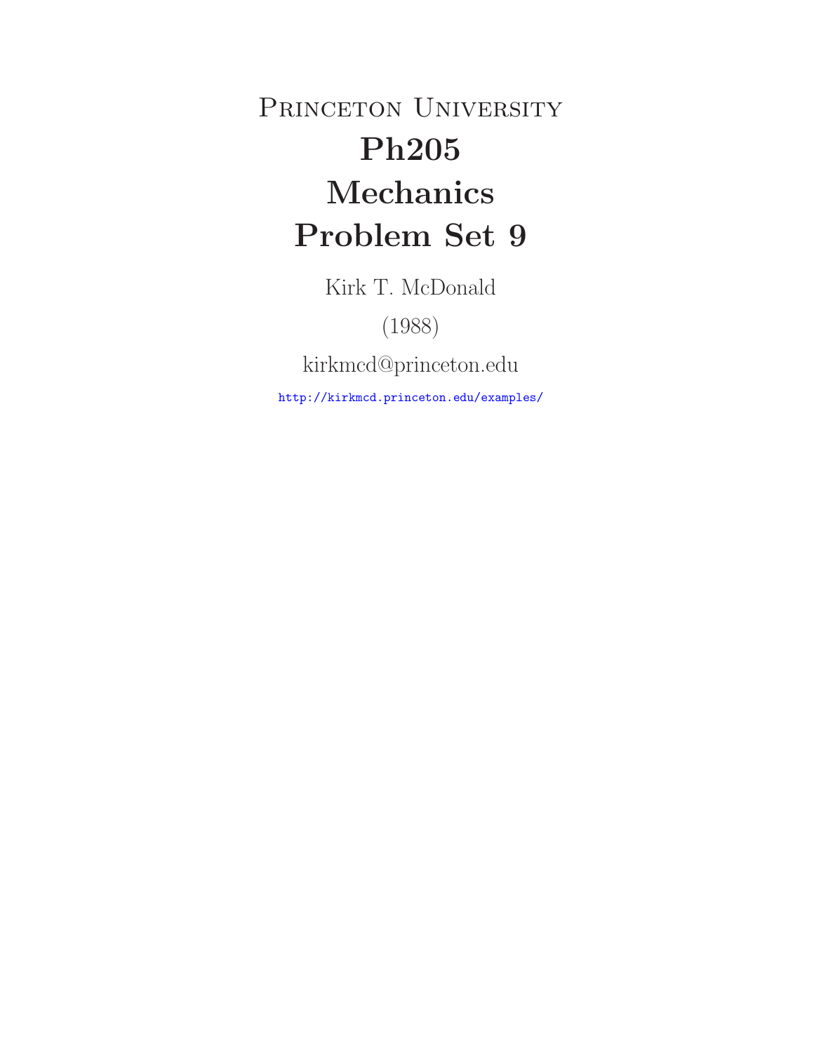# Princeton University

# Ph205

# Mechanics

# Problem Set 9

Kirk T. McDonald

(1988)

kirkmcd@princeton.edu

http://kirkmcd.princeton.edu/examples/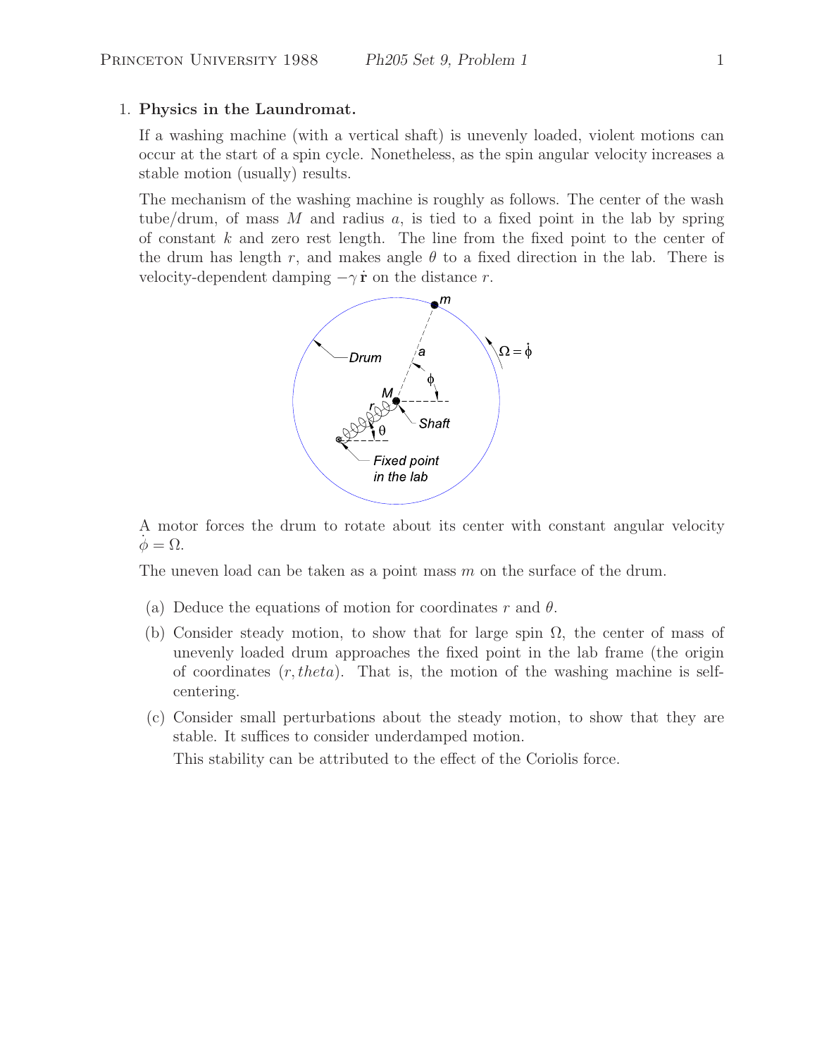1. **Physics in the Laundromat.**

   If a washing machine (with a vertical shaft) is unevenly loaded, violent motions can occur at the start of a spin cycle. Nonetheless, as the spin angular velocity increases a stable motion (usually) results.

   The mechanism of the washing machine is roughly as follows. The center of the wash tube/drum, of mass $M$ and radius $a$, is tied to a fixed point in the lab by spring of constant $k$ and zero rest length. The line from the fixed point to the center of the drum has length $r$, and makes angle $\theta$ to a fixed direction in the lab. There is velocity-dependent damping $-\gamma\,\dot{\mathbf{r}}$ on the distance $r$.

   A motor forces the drum to rotate about its center with constant angular velocity $\dot{\phi} = \Omega$.

   The uneven load can be taken as a point mass $m$ on the surface of the drum.

   (a) Deduce the equations of motion for coordinates $r$ and $\theta$.

   (b) Consider steady motion, to show that for large spin $\Omega$, the center of mass of unevenly loaded drum approaches the fixed point in the lab frame (the origin of coordinates $(r, theta)$. That is, the motion of the washing machine is self-centering.

   (c) Consider small perturbations about the steady motion, to show that they are stable. It suffices to consider underdamped motion.

   This stability can be attributed to the effect of the Coriolis force.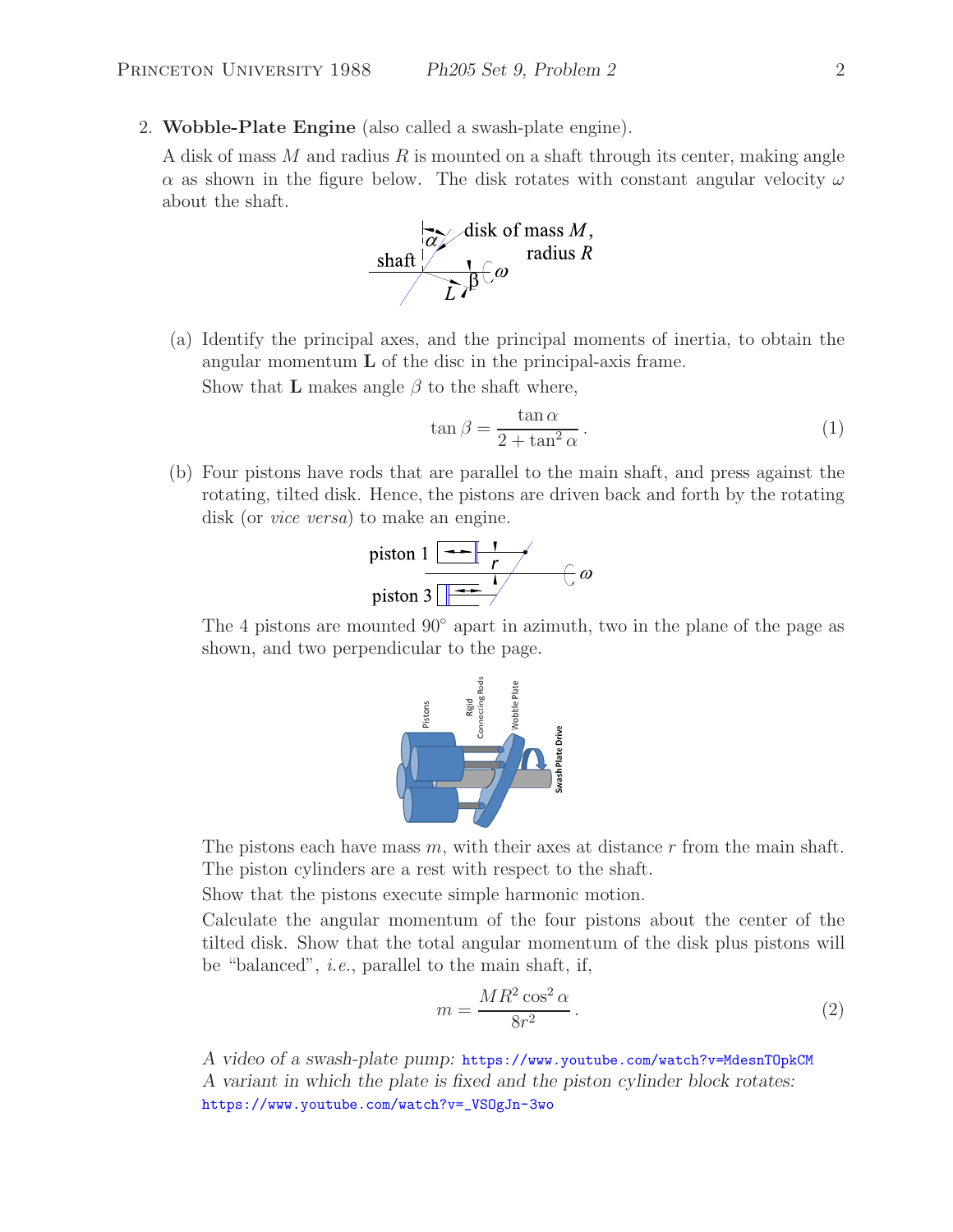2. **Wobble-Plate Engine** (also called a swash-plate engine).

A disk of mass $M$ and radius $R$ is mounted on a shaft through its center, making angle $\alpha$ as shown in the figure below. The disk rotates with constant angular velocity $\omega$ about the shaft.

(a) Identify the principal axes, and the principal moments of inertia, to obtain the angular momentum $\mathbf{L}$ of the disc in the principal-axis frame.

Show that $\mathbf{L}$ makes angle $\beta$ to the shaft where,

$$\tan\beta = \frac{\tan\alpha}{2+\tan^2\alpha}. \tag{1}$$

(b) Four pistons have rods that are parallel to the main shaft, and press against the rotating, tilted disk. Hence, the pistons are driven back and forth by the rotating disk (or *vice versa*) to make an engine.

The 4 pistons are mounted 90° apart in azimuth, two in the plane of the page as shown, and two perpendicular to the page.

The pistons each have mass $m$, with their axes at distance $r$ from the main shaft. The piston cylinders are a rest with respect to the shaft.

Show that the pistons execute simple harmonic motion.

Calculate the angular momentum of the four pistons about the center of the tilted disk. Show that the total angular momentum of the disk plus pistons will be "balanced", *i.e.*, parallel to the main shaft, if,

$$m = \frac{MR^2\cos^2\alpha}{8r^2}. \tag{2}$$

*A video of a swash-plate pump:* https://www.youtube.com/watch?v=MdesnTOpkCM
*A variant in which the plate is fixed and the piston cylinder block rotates:* https://www.youtube.com/watch?v=_VSOgJn-3wo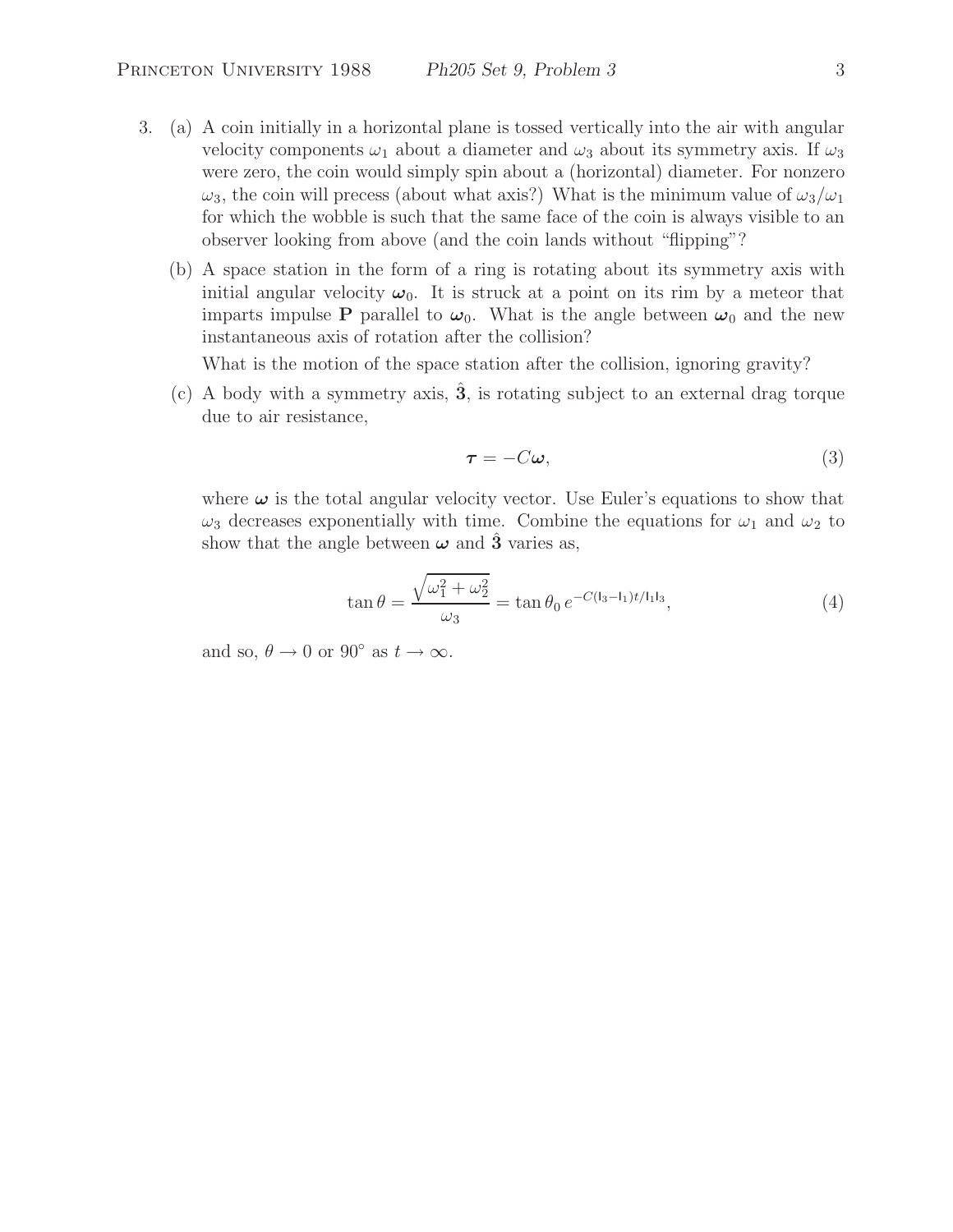3. (a) A coin initially in a horizontal plane is tossed vertically into the air with angular velocity components $\omega_1$ about a diameter and $\omega_3$ about its symmetry axis. If $\omega_3$ were zero, the coin would simply spin about a (horizontal) diameter. For nonzero $\omega_3$, the coin will precess (about what axis?) What is the minimum value of $\omega_3/\omega_1$ for which the wobble is such that the same face of the coin is always visible to an observer looking from above (and the coin lands without "flipping"?

   (b) A space station in the form of a ring is rotating about its symmetry axis with initial angular velocity $\boldsymbol{\omega}_0$. It is struck at a point on its rim by a meteor that imparts impulse $\mathbf{P}$ parallel to $\boldsymbol{\omega}_0$. What is the angle between $\boldsymbol{\omega}_0$ and the new instantaneous axis of rotation after the collision?

   What is the motion of the space station after the collision, ignoring gravity?

   (c) A body with a symmetry axis, $\hat{\mathbf{3}}$, is rotating subject to an external drag torque due to air resistance,

$$\boldsymbol{\tau} = -C\boldsymbol{\omega}, \tag{3}$$

   where $\boldsymbol{\omega}$ is the total angular velocity vector. Use Euler's equations to show that $\omega_3$ decreases exponentially with time. Combine the equations for $\omega_1$ and $\omega_2$ to show that the angle between $\boldsymbol{\omega}$ and $\hat{\mathbf{3}}$ varies as,

$$\tan\theta = \frac{\sqrt{\omega_1^2 + \omega_2^2}}{\omega_3} = \tan\theta_0\, e^{-C(\mathrm{I}_3 - \mathrm{I}_1)t/\mathrm{I}_1\mathrm{I}_3}, \tag{4}$$

   and so, $\theta \to 0$ or $90^\circ$ as $t \to \infty$.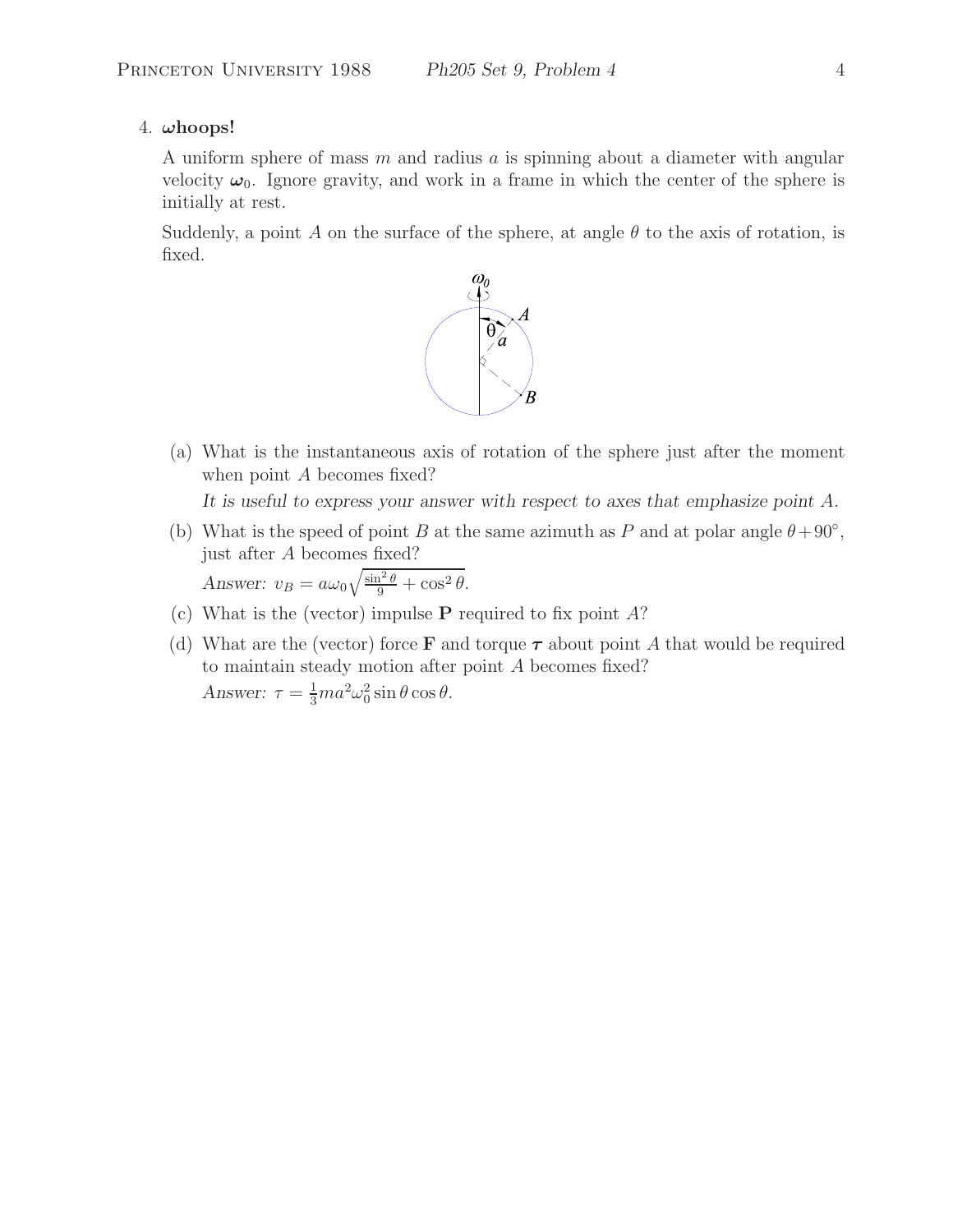## 4. $\boldsymbol{\omega}$hoops!

A uniform sphere of mass $m$ and radius $a$ is spinning about a diameter with angular velocity $\boldsymbol{\omega}_0$. Ignore gravity, and work in a frame in which the center of the sphere is initially at rest.

Suddenly, a point $A$ on the surface of the sphere, at angle $\theta$ to the axis of rotation, is fixed.

(a) What is the instantaneous axis of rotation of the sphere just after the moment when point $A$ becomes fixed?

*It is useful to express your answer with respect to axes that emphasize point A.*

(b) What is the speed of point $B$ at the same azimuth as $P$ and at polar angle $\theta + 90^\circ$, just after $A$ becomes fixed?

*Answer:* $v_B = a\omega_0\sqrt{\frac{\sin^2\theta}{9} + \cos^2\theta}$.

(c) What is the (vector) impulse $\mathbf{P}$ required to fix point $A$?

(d) What are the (vector) force $\mathbf{F}$ and torque $\boldsymbol{\tau}$ about point $A$ that would be required to maintain steady motion after point $A$ becomes fixed?

*Answer:* $\tau = \frac{1}{3}ma^2\omega_0^2 \sin\theta\cos\theta$.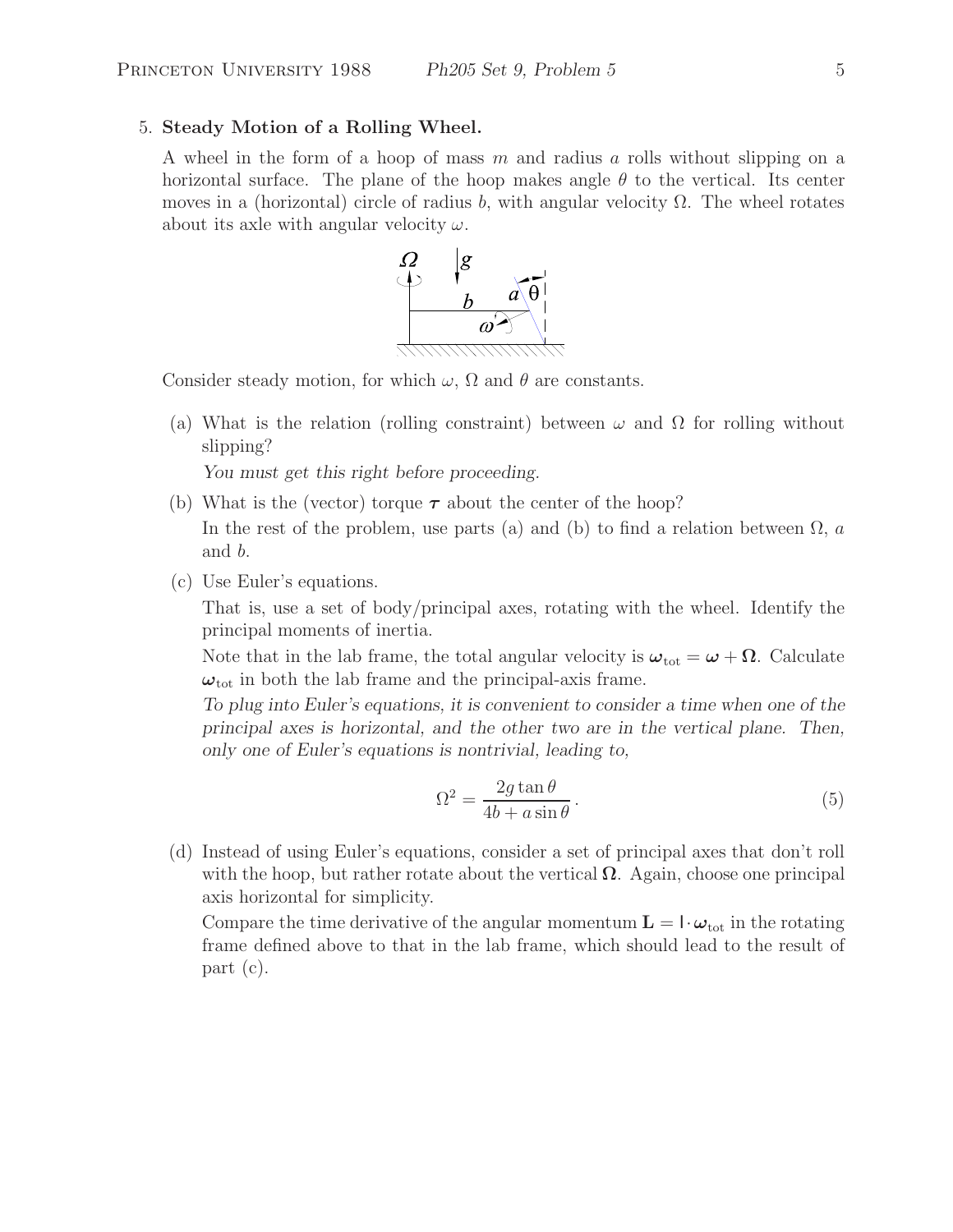5. **Steady Motion of a Rolling Wheel.**

A wheel in the form of a hoop of mass $m$ and radius $a$ rolls without slipping on a horizontal surface. The plane of the hoop makes angle $\theta$ to the vertical. Its center moves in a (horizontal) circle of radius $b$, with angular velocity $\Omega$. The wheel rotates about its axle with angular velocity $\omega$.

Consider steady motion, for which $\omega$, $\Omega$ and $\theta$ are constants.

(a) What is the relation (rolling constraint) between $\omega$ and $\Omega$ for rolling without slipping?

*You must get this right before proceeding.*

(b) What is the (vector) torque $\boldsymbol{\tau}$ about the center of the hoop?

In the rest of the problem, use parts (a) and (b) to find a relation between $\Omega$, $a$ and $b$.

(c) Use Euler's equations.

That is, use a set of body/principal axes, rotating with the wheel. Identify the principal moments of inertia.

Note that in the lab frame, the total angular velocity is $\boldsymbol{\omega}_{\rm tot} = \boldsymbol{\omega} + \boldsymbol{\Omega}$. Calculate $\boldsymbol{\omega}_{\rm tot}$ in both the lab frame and the principal-axis frame.

*To plug into Euler's equations, it is convenient to consider a time when one of the principal axes is horizontal, and the other two are in the vertical plane. Then, only one of Euler's equations is nontrivial, leading to,*

$$\Omega^2 = \frac{2g \tan\theta}{4b + a\sin\theta}\,. \tag{5}$$

(d) Instead of using Euler's equations, consider a set of principal axes that don't roll with the hoop, but rather rotate about the vertical $\boldsymbol{\Omega}$. Again, choose one principal axis horizontal for simplicity.

Compare the time derivative of the angular momentum $\mathbf{L} = \mathsf{I} \cdot \boldsymbol{\omega}_{\rm tot}$ in the rotating frame defined above to that in the lab frame, which should lead to the result of part (c).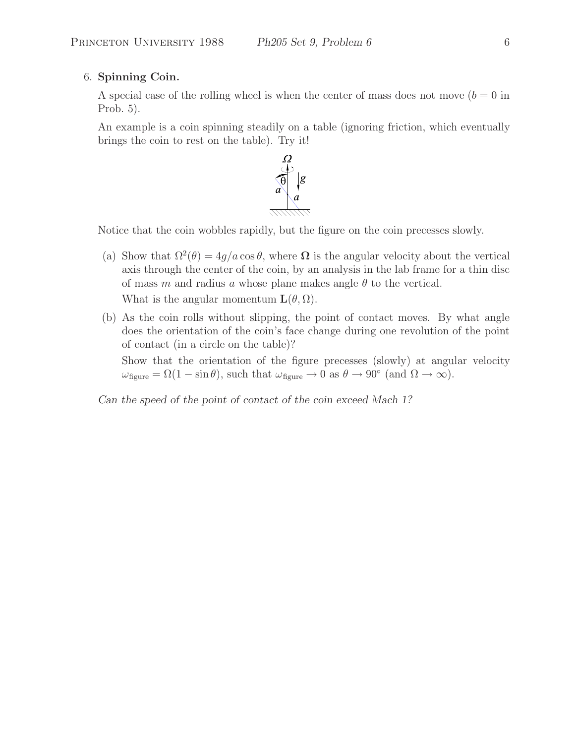6. **Spinning Coin.**

A special case of the rolling wheel is when the center of mass does not move ($b = 0$ in Prob. 5).

An example is a coin spinning steadily on a table (ignoring friction, which eventually brings the coin to rest on the table). Try it!

Notice that the coin wobbles rapidly, but the figure on the coin precesses slowly.

(a) Show that $\Omega^2(\theta) = 4g/a \cos\theta$, where $\mathbf{\Omega}$ is the angular velocity about the vertical axis through the center of the coin, by an analysis in the lab frame for a thin disc of mass $m$ and radius $a$ whose plane makes angle $\theta$ to the vertical.

What is the angular momentum $\mathbf{L}(\theta, \Omega)$.

(b) As the coin rolls without slipping, the point of contact moves. By what angle does the orientation of the coin's face change during one revolution of the point of contact (in a circle on the table)?

Show that the orientation of the figure precesses (slowly) at angular velocity $\omega_{\text{figure}} = \Omega(1 - \sin\theta)$, such that $\omega_{\text{figure}} \to 0$ as $\theta \to 90^\circ$ (and $\Omega \to \infty$).

*Can the speed of the point of contact of the coin exceed Mach 1?*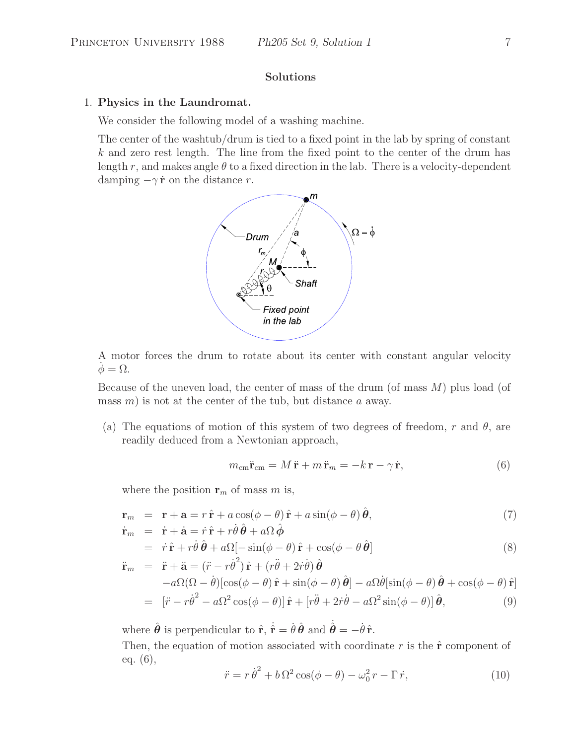## Solutions

1. **Physics in the Laundromat.**

   We consider the following model of a washing machine.

   The center of the washtub/drum is tied to a fixed point in the lab by spring of constant $k$ and zero rest length. The line from the fixed point to the center of the drum has length $r$, and makes angle $\theta$ to a fixed direction in the lab. There is a velocity-dependent damping $-\gamma\,\dot{\mathbf{r}}$ on the distance $r$.

   A motor forces the drum to rotate about its center with constant angular velocity $\dot\phi = \Omega$.

   Because of the uneven load, the center of mass of the drum (of mass $M$) plus load (of mass $m$) is not at the center of the tub, but distance $a$ away.

   (a) The equations of motion of this system of two degrees of freedom, $r$ and $\theta$, are readily deduced from a Newtonian approach,

   $$m_{\rm cm}\ddot{\mathbf{r}}_{\rm cm} = M\,\ddot{\mathbf{r}} + m\,\ddot{\mathbf{r}}_m = -k\,\mathbf{r} - \gamma\,\dot{\mathbf{r}}, \tag{6}$$

   where the position $\mathbf{r}_m$ of mass $m$ is,

   $$\begin{aligned}
   \mathbf{r}_m &= \mathbf{r} + \mathbf{a} = r\,\hat{\mathbf{r}} + a\cos(\phi-\theta)\,\hat{\mathbf{r}} + a\sin(\phi-\theta)\,\hat{\boldsymbol{\theta}}, &(7)\\
   \dot{\mathbf{r}}_m &= \dot{\mathbf{r}} + \dot{\mathbf{a}} = \dot r\,\hat{\mathbf{r}} + r\dot\theta\,\hat{\boldsymbol{\theta}} + a\Omega\,\hat{\boldsymbol{\phi}}\\
   &= \dot r\,\hat{\mathbf{r}} + r\dot\theta\,\hat{\boldsymbol{\theta}} + a\Omega[-\sin(\phi-\theta)\,\hat{\mathbf{r}} + \cos(\phi-\theta\,\hat{\boldsymbol{\theta}}] &(8)\\
   \ddot{\mathbf{r}}_m &= \ddot{\mathbf{r}} + \ddot{\mathbf{a}} = (\ddot r - r\dot\theta^2)\,\hat{\mathbf{r}} + (r\ddot\theta + 2\dot r\dot\theta)\,\hat{\boldsymbol{\theta}}\\
   &\quad -a\Omega(\Omega-\dot\theta)[\cos(\phi-\theta)\,\hat{\mathbf{r}} + \sin(\phi-\theta)\,\hat{\boldsymbol{\theta}}] - a\Omega\dot\theta[\sin(\phi-\theta)\,\hat{\boldsymbol{\theta}} + \cos(\phi-\theta)\,\hat{\mathbf{r}}]\\
   &= [\ddot r - r\dot\theta^2 - a\Omega^2\cos(\phi-\theta)]\,\hat{\mathbf{r}} + [r\ddot\theta + 2\dot r\dot\theta - a\Omega^2\sin(\phi-\theta)]\,\hat{\boldsymbol{\theta}}, &(9)
   \end{aligned}$$

   where $\hat{\boldsymbol{\theta}}$ is perpendicular to $\hat{\mathbf{r}}$, $\dot{\hat{\mathbf{r}}} = \dot\theta\,\hat{\boldsymbol{\theta}}$ and $\dot{\hat{\boldsymbol{\theta}}} = -\dot\theta\,\hat{\mathbf{r}}$.

   Then, the equation of motion associated with coordinate $r$ is the $\hat{\mathbf{r}}$ component of eq. (6),

   $$\ddot r = r\,\dot\theta^2 + b\,\Omega^2\cos(\phi-\theta) - \omega_0^2\,r - \Gamma\,\dot r, \tag{10}$$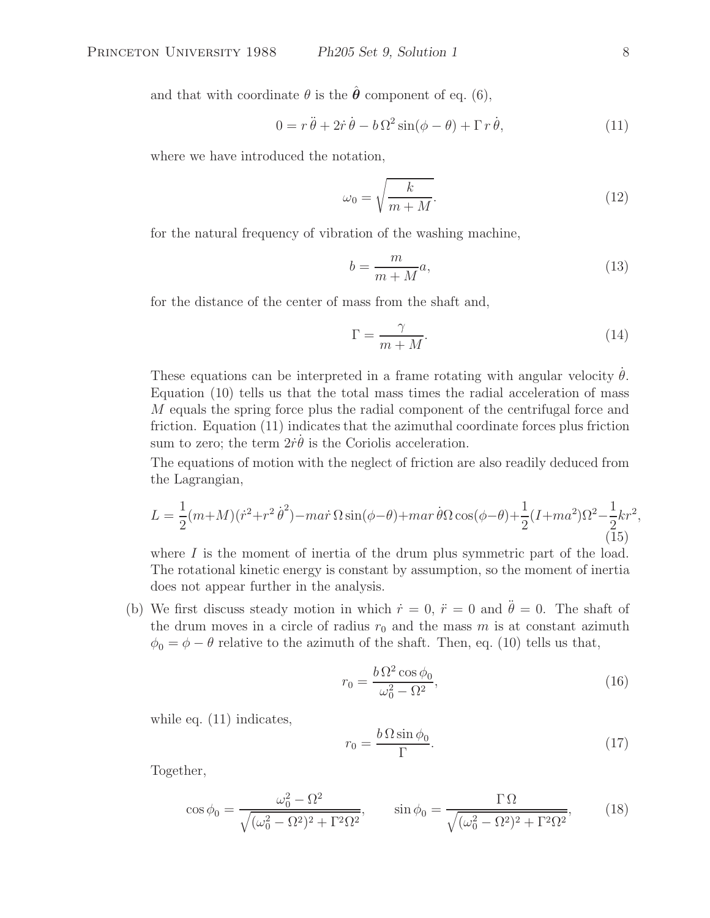and that with coordinate $\theta$ is the $\hat{\boldsymbol{\theta}}$ component of eq. (6),

$$0 = r\,\ddot{\theta} + 2\dot{r}\,\dot{\theta} - b\,\Omega^2 \sin(\phi - \theta) + \Gamma\, r\,\dot{\theta}, \tag{11}$$

where we have introduced the notation,

$$\omega_0 = \sqrt{\frac{k}{m+M}}. \tag{12}$$

for the natural frequency of vibration of the washing machine,

$$b = \frac{m}{m+M} a, \tag{13}$$

for the distance of the center of mass from the shaft and,

$$\Gamma = \frac{\gamma}{m+M}. \tag{14}$$

These equations can be interpreted in a frame rotating with angular velocity $\dot{\theta}$. Equation (10) tells us that the total mass times the radial acceleration of mass $M$ equals the spring force plus the radial component of the centrifugal force and friction. Equation (11) indicates that the azimuthal coordinate forces plus friction sum to zero; the term $2\dot{r}\dot{\theta}$ is the Coriolis acceleration.

The equations of motion with the neglect of friction are also readily deduced from the Lagrangian,

$$L = \frac{1}{2}(m+M)(\dot{r}^2 + r^2\,\dot{\theta}^2) - ma\dot{r}\,\Omega \sin(\phi-\theta) + mar\,\dot{\theta}\Omega\cos(\phi-\theta) + \frac{1}{2}(I + ma^2)\Omega^2 - \frac{1}{2}kr^2, \tag{15}$$

where $I$ is the moment of inertia of the drum plus symmetric part of the load. The rotational kinetic energy is constant by assumption, so the moment of inertia does not appear further in the analysis.

(b) We first discuss steady motion in which $\dot{r} = 0$, $\ddot{r} = 0$ and $\ddot{\theta} = 0$. The shaft of the drum moves in a circle of radius $r_0$ and the mass $m$ is at constant azimuth $\phi_0 = \phi - \theta$ relative to the azimuth of the shaft. Then, eq. (10) tells us that,

$$r_0 = \frac{b\,\Omega^2 \cos\phi_0}{\omega_0^2 - \Omega^2}, \tag{16}$$

while eq. (11) indicates,

$$r_0 = \frac{b\,\Omega \sin\phi_0}{\Gamma}. \tag{17}$$

Together,

$$\cos\phi_0 = \frac{\omega_0^2 - \Omega^2}{\sqrt{(\omega_0^2 - \Omega^2)^2 + \Gamma^2\Omega^2}}, \qquad \sin\phi_0 = \frac{\Gamma\,\Omega}{\sqrt{(\omega_0^2 - \Omega^2)^2 + \Gamma^2\Omega^2}}, \tag{18}$$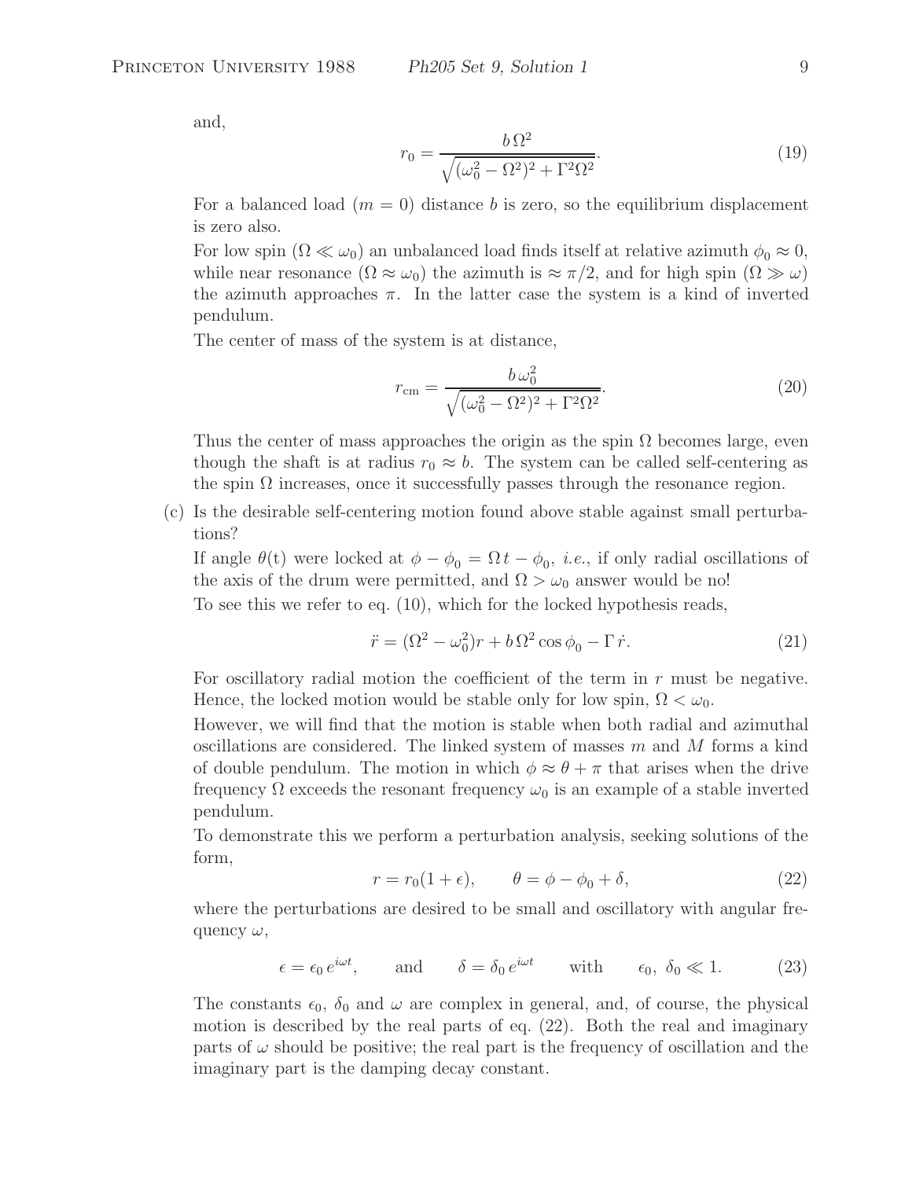and,

$$r_0 = \frac{b\,\Omega^2}{\sqrt{(\omega_0^2 - \Omega^2)^2 + \Gamma^2\Omega^2}}. \tag{19}$$

For a balanced load ($m = 0$) distance $b$ is zero, so the equilibrium displacement is zero also.

For low spin ($\Omega \ll \omega_0$) an unbalanced load finds itself at relative azimuth $\phi_0 \approx 0$, while near resonance ($\Omega \approx \omega_0$) the azimuth is $\approx \pi/2$, and for high spin ($\Omega \gg \omega$) the azimuth approaches $\pi$. In the latter case the system is a kind of inverted pendulum.

The center of mass of the system is at distance,

$$r_{\rm cm} = \frac{b\,\omega_0^2}{\sqrt{(\omega_0^2 - \Omega^2)^2 + \Gamma^2\Omega^2}}. \tag{20}$$

Thus the center of mass approaches the origin as the spin $\Omega$ becomes large, even though the shaft is at radius $r_0 \approx b$. The system can be called self-centering as the spin $\Omega$ increases, once it successfully passes through the resonance region.

(c) Is the desirable self-centering motion found above stable against small perturbations?

If angle $\theta$(t) were locked at $\phi - \phi_0 = \Omega\,t - \phi_0$, *i.e.*, if only radial oscillations of the axis of the drum were permitted, and $\Omega > \omega_0$ answer would be no!

To see this we refer to eq. (10), which for the locked hypothesis reads,

$$\ddot{r} = (\Omega^2 - \omega_0^2)r + b\,\Omega^2 \cos\phi_0 - \Gamma\,\dot{r}. \tag{21}$$

For oscillatory radial motion the coefficient of the term in $r$ must be negative. Hence, the locked motion would be stable only for low spin, $\Omega < \omega_0$.

However, we will find that the motion is stable when both radial and azimuthal oscillations are considered. The linked system of masses $m$ and $M$ forms a kind of double pendulum. The motion in which $\phi \approx \theta + \pi$ that arises when the drive frequency $\Omega$ exceeds the resonant frequency $\omega_0$ is an example of a stable inverted pendulum.

To demonstrate this we perform a perturbation analysis, seeking solutions of the form,

$$r = r_0(1 + \epsilon), \qquad \theta = \phi - \phi_0 + \delta, \tag{22}$$

where the perturbations are desired to be small and oscillatory with angular frequency $\omega$,

$$\epsilon = \epsilon_0\,e^{i\omega t}, \qquad \text{and} \qquad \delta = \delta_0\,e^{i\omega t} \qquad \text{with} \qquad \epsilon_0,\ \delta_0 \ll 1. \tag{23}$$

The constants $\epsilon_0$, $\delta_0$ and $\omega$ are complex in general, and, of course, the physical motion is described by the real parts of eq. (22). Both the real and imaginary parts of $\omega$ should be positive; the real part is the frequency of oscillation and the imaginary part is the damping decay constant.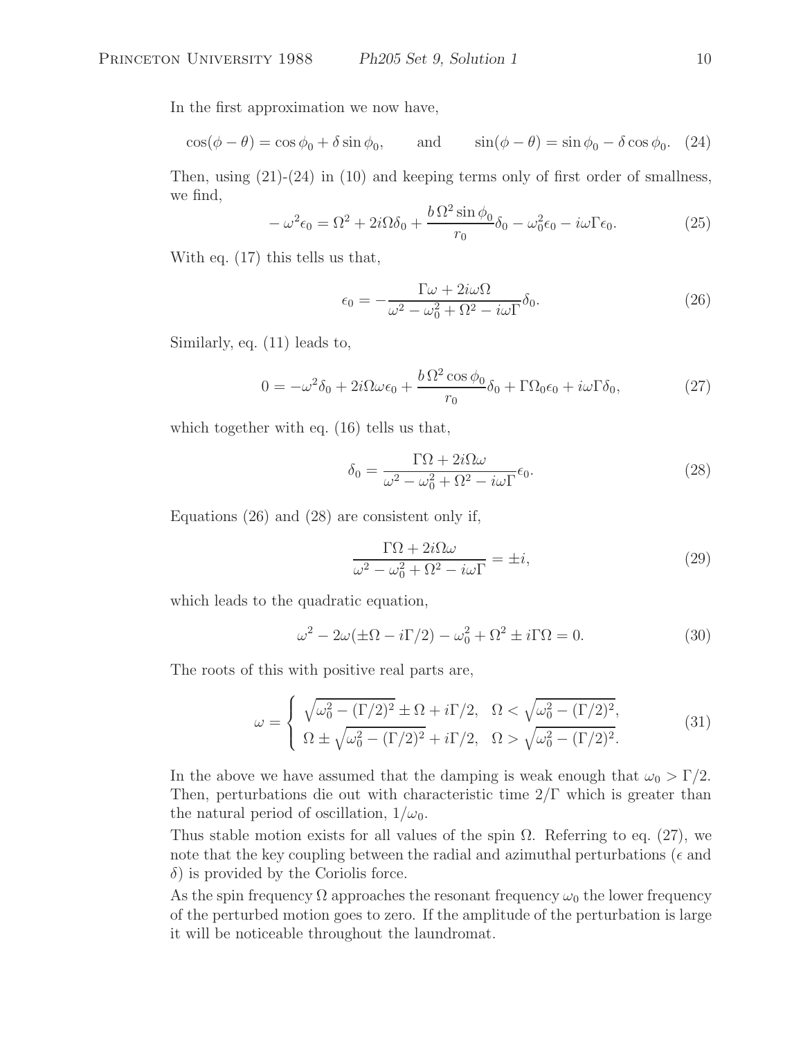In the first approximation we now have,

$$\cos(\phi - \theta) = \cos\phi_0 + \delta \sin\phi_0, \qquad \text{and} \qquad \sin(\phi - \theta) = \sin\phi_0 - \delta\cos\phi_0. \quad (24)$$

Then, using (21)-(24) in (10) and keeping terms only of first order of smallness, we find,

$$-\omega^2\epsilon_0 = \Omega^2 + 2i\Omega\delta_0 + \frac{b\,\Omega^2 \sin\phi_0}{r_0}\delta_0 - \omega_0^2\epsilon_0 - i\omega\Gamma\epsilon_0. \quad (25)$$

With eq. (17) this tells us that,

$$\epsilon_0 = -\frac{\Gamma\omega + 2i\omega\Omega}{\omega^2 - \omega_0^2 + \Omega^2 - i\omega\Gamma}\delta_0. \quad (26)$$

Similarly, eq. (11) leads to,

$$0 = -\omega^2\delta_0 + 2i\Omega\omega\epsilon_0 + \frac{b\,\Omega^2\cos\phi_0}{r_0}\delta_0 + \Gamma\Omega_0\epsilon_0 + i\omega\Gamma\delta_0, \quad (27)$$

which together with eq. (16) tells us that,

$$\delta_0 = \frac{\Gamma\Omega + 2i\Omega\omega}{\omega^2 - \omega_0^2 + \Omega^2 - i\omega\Gamma}\epsilon_0. \quad (28)$$

Equations (26) and (28) are consistent only if,

$$\frac{\Gamma\Omega + 2i\Omega\omega}{\omega^2 - \omega_0^2 + \Omega^2 - i\omega\Gamma} = \pm i, \quad (29)$$

which leads to the quadratic equation,

$$\omega^2 - 2\omega(\pm\Omega - i\Gamma/2) - \omega_0^2 + \Omega^2 \pm i\Gamma\Omega = 0. \quad (30)$$

The roots of this with positive real parts are,

$$\omega = \begin{cases} \sqrt{\omega_0^2 - (\Gamma/2)^2} \pm \Omega + i\Gamma/2, & \Omega < \sqrt{\omega_0^2 - (\Gamma/2)^2}, \\ \Omega \pm \sqrt{\omega_0^2 - (\Gamma/2)^2} + i\Gamma/2, & \Omega > \sqrt{\omega_0^2 - (\Gamma/2)^2}. \end{cases} \quad (31)$$

In the above we have assumed that the damping is weak enough that $\omega_0 > \Gamma/2$. Then, perturbations die out with characteristic time $2/\Gamma$ which is greater than the natural period of oscillation, $1/\omega_0$.

Thus stable motion exists for all values of the spin $\Omega$. Referring to eq. (27), we note that the key coupling between the radial and azimuthal perturbations ($\epsilon$ and $\delta$) is provided by the Coriolis force.

As the spin frequency $\Omega$ approaches the resonant frequency $\omega_0$ the lower frequency of the perturbed motion goes to zero. If the amplitude of the perturbation is large it will be noticeable throughout the laundromat.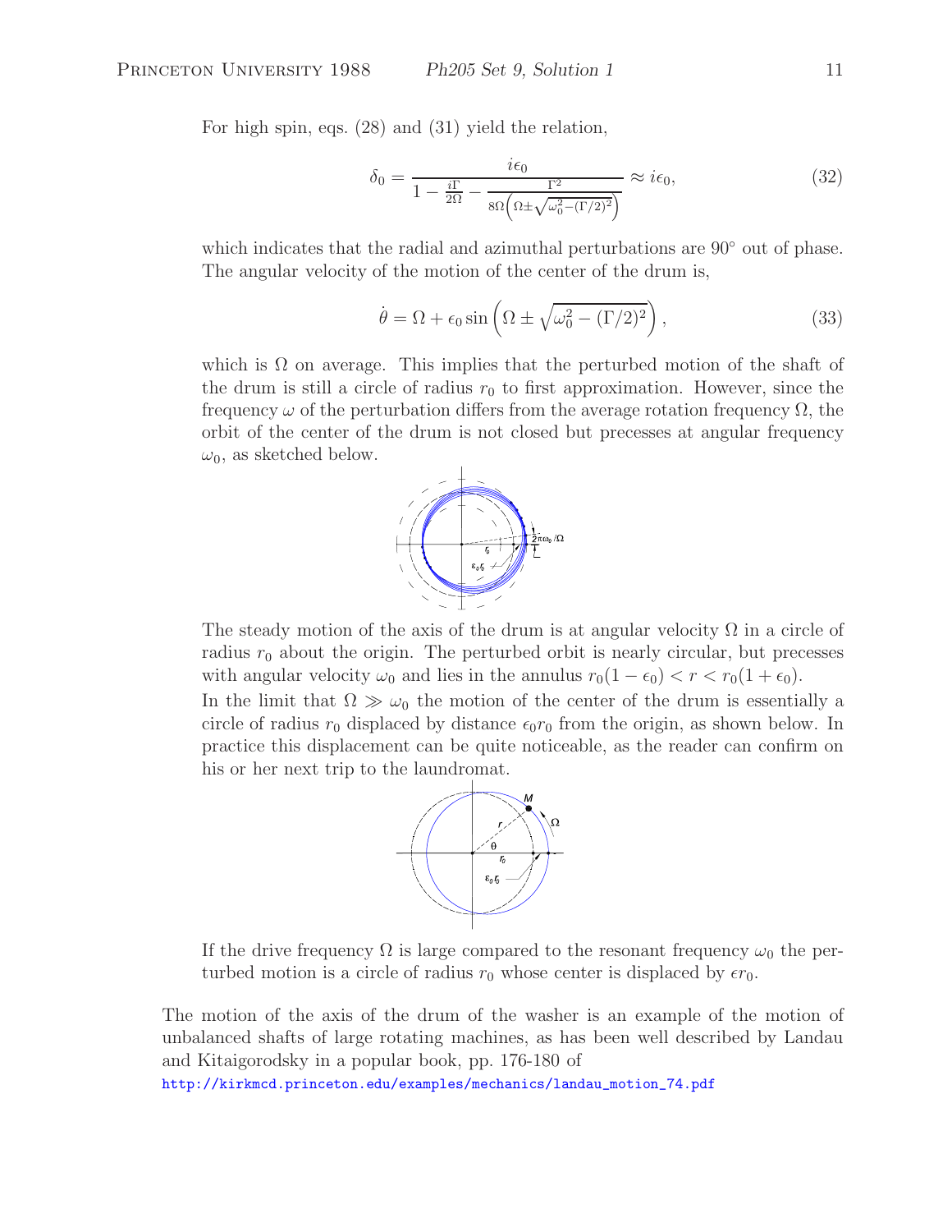For high spin, eqs. (28) and (31) yield the relation,

$$\delta_0 = \frac{i\epsilon_0}{1 - \frac{i\Gamma}{2\Omega} - \frac{\Gamma^2}{8\Omega\left(\Omega \pm \sqrt{\omega_0^2 - (\Gamma/2)^2}\right)}} \approx i\epsilon_0, \tag{32}$$

which indicates that the radial and azimuthal perturbations are 90° out of phase. The angular velocity of the motion of the center of the drum is,

$$\dot{\theta} = \Omega + \epsilon_0 \sin\left(\Omega \pm \sqrt{\omega_0^2 - (\Gamma/2)^2}\right), \tag{33}$$

which is $\Omega$ on average. This implies that the perturbed motion of the shaft of the drum is still a circle of radius $r_0$ to first approximation. However, since the frequency $\omega$ of the perturbation differs from the average rotation frequency $\Omega$, the orbit of the center of the drum is not closed but precesses at angular frequency $\omega_0$, as sketched below.

The steady motion of the axis of the drum is at angular velocity $\Omega$ in a circle of radius $r_0$ about the origin. The perturbed orbit is nearly circular, but precesses with angular velocity $\omega_0$ and lies in the annulus $r_0(1 - \epsilon_0) < r < r_0(1 + \epsilon_0)$.

In the limit that $\Omega \gg \omega_0$ the motion of the center of the drum is essentially a circle of radius $r_0$ displaced by distance $\epsilon_0 r_0$ from the origin, as shown below. In practice this displacement can be quite noticeable, as the reader can confirm on his or her next trip to the laundromat.

If the drive frequency $\Omega$ is large compared to the resonant frequency $\omega_0$ the perturbed motion is a circle of radius $r_0$ whose center is displaced by $\epsilon r_0$.

The motion of the axis of the drum of the washer is an example of the motion of unbalanced shafts of large rotating machines, as has been well described by Landau and Kitaigorodsky in a popular book, pp. 176-180 of

http://kirkmcd.princeton.edu/examples/mechanics/landau_motion_74.pdf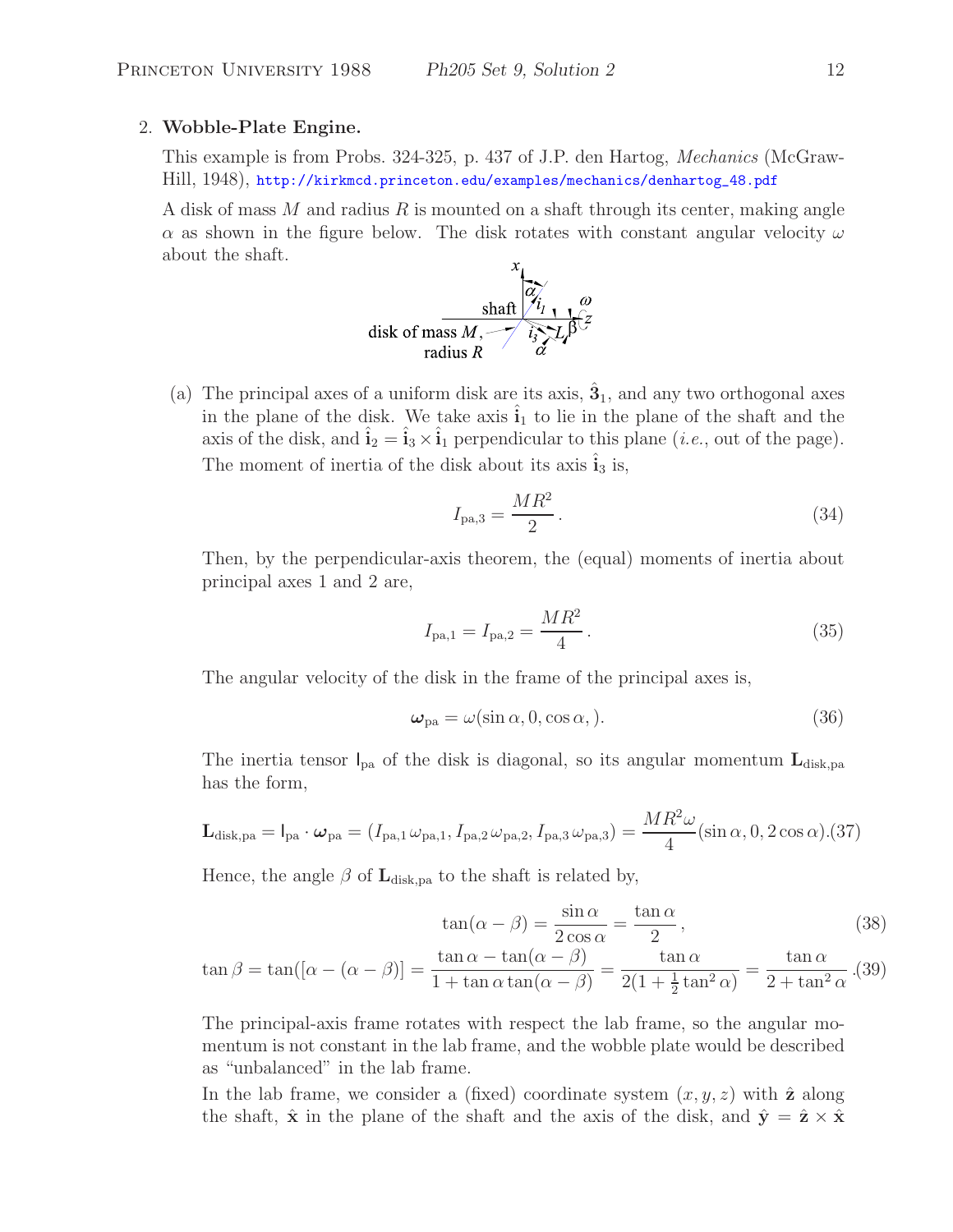2. **Wobble-Plate Engine.**

This example is from Probs. 324-325, p. 437 of J.P. den Hartog, *Mechanics* (McGraw-Hill, 1948), http://kirkmcd.princeton.edu/examples/mechanics/denhartog_48.pdf

A disk of mass $M$ and radius $R$ is mounted on a shaft through its center, making angle $\alpha$ as shown in the figure below. The disk rotates with constant angular velocity $\omega$ about the shaft.

(a) The principal axes of a uniform disk are its axis, $\hat{\mathbf{3}}_1$, and any two orthogonal axes in the plane of the disk. We take axis $\hat{\mathbf{i}}_1$ to lie in the plane of the shaft and the axis of the disk, and $\hat{\mathbf{i}}_2 = \hat{\mathbf{i}}_3 \times \hat{\mathbf{i}}_1$ perpendicular to this plane (*i.e.*, out of the page). The moment of inertia of the disk about its axis $\hat{\mathbf{i}}_3$ is,

$$I_{\mathrm{pa},3} = \frac{MR^2}{2}\,. \tag{34}$$

Then, by the perpendicular-axis theorem, the (equal) moments of inertia about principal axes 1 and 2 are,

$$I_{\mathrm{pa},1} = I_{\mathrm{pa},2} = \frac{MR^2}{4}\,. \tag{35}$$

The angular velocity of the disk in the frame of the principal axes is,

$$\boldsymbol{\omega}_{\mathrm{pa}} = \omega(\sin\alpha, 0, \cos\alpha, ). \tag{36}$$

The inertia tensor $\mathsf{I}_{\mathrm{pa}}$ of the disk is diagonal, so its angular momentum $\mathbf{L}_{\mathrm{disk,pa}}$ has the form,

$$\mathbf{L}_{\mathrm{disk,pa}} = \mathsf{I}_{\mathrm{pa}} \cdot \boldsymbol{\omega}_{\mathrm{pa}} = (I_{\mathrm{pa},1}\,\omega_{\mathrm{pa},1}, I_{\mathrm{pa},2}\,\omega_{\mathrm{pa},2}, I_{\mathrm{pa},3}\,\omega_{\mathrm{pa},3}) = \frac{MR^2\omega}{4}(\sin\alpha, 0, 2\cos\alpha). \tag{37}$$

Hence, the angle $\beta$ of $\mathbf{L}_{\mathrm{disk,pa}}$ to the shaft is related by,

$$\tan(\alpha - \beta) = \frac{\sin\alpha}{2\cos\alpha} = \frac{\tan\alpha}{2}\,, \tag{38}$$

$$\tan\beta = \tan([\alpha - (\alpha - \beta)] = \frac{\tan\alpha - \tan(\alpha - \beta)}{1 + \tan\alpha\tan(\alpha - \beta)} = \frac{\tan\alpha}{2(1 + \frac{1}{2}\tan^2\alpha)} = \frac{\tan\alpha}{2 + \tan^2\alpha}\,. \tag{39}$$

The principal-axis frame rotates with respect the lab frame, so the angular momentum is not constant in the lab frame, and the wobble plate would be described as "unbalanced" in the lab frame.

In the lab frame, we consider a (fixed) coordinate system $(x, y, z)$ with $\hat{\mathbf{z}}$ along the shaft, $\hat{\mathbf{x}}$ in the plane of the shaft and the axis of the disk, and $\hat{\mathbf{y}} = \hat{\mathbf{z}} \times \hat{\mathbf{x}}$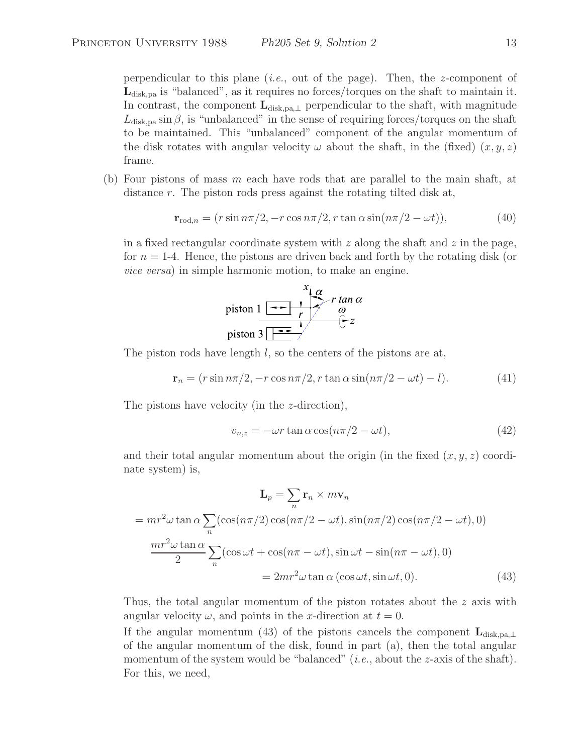perpendicular to this plane (*i.e.*, out of the page). Then, the $z$-component of $\mathbf{L}_{\rm disk,pa}$ is "balanced", as it requires no forces/torques on the shaft to maintain it. In contrast, the component $\mathbf{L}_{\rm disk,pa,\perp}$ perpendicular to the shaft, with magnitude $L_{\rm disk,pa} \sin\beta$, is "unbalanced" in the sense of requiring forces/torques on the shaft to be maintained. This "unbalanced" component of the angular momentum of the disk rotates with angular velocity $\omega$ about the shaft, in the (fixed) $(x, y, z)$ frame.

(b) Four pistons of mass $m$ each have rods that are parallel to the main shaft, at distance $r$. The piston rods press against the rotating tilted disk at,

$$\mathbf{r}_{{\rm rod},n} = (r \sin n\pi/2, -r\cos n\pi/2, r \tan\alpha \sin(n\pi/2 - \omega t)), \tag{40}$$

in a fixed rectangular coordinate system with $z$ along the shaft and $z$ in the page, for $n$ = 1-4. Hence, the pistons are driven back and forth by the rotating disk (or *vice versa*) in simple harmonic motion, to make an engine.

The piston rods have length $l$, so the centers of the pistons are at,

$$\mathbf{r}_n = (r \sin n\pi/2, -r\cos n\pi/2, r \tan\alpha \sin(n\pi/2 - \omega t) - l). \tag{41}$$

The pistons have velocity (in the $z$-direction),

$$v_{n,z} = -\omega r \tan\alpha \cos(n\pi/2 - \omega t), \tag{42}$$

and their total angular momentum about the origin (in the fixed $(x, y, z)$ coordinate system) is,

$$\mathbf{L}_p = \sum_n \mathbf{r}_n \times m\mathbf{v}_n$$

$$= mr^2\omega \tan\alpha \sum_n (\cos(n\pi/2)\cos(n\pi/2 - \omega t), \sin(n\pi/2)\cos(n\pi/2 - \omega t), 0)$$

$$\frac{mr^2\omega\tan\alpha}{2} \sum_n (\cos\omega t + \cos(n\pi - \omega t), \sin\omega t - \sin(n\pi - \omega t), 0)$$

$$= 2mr^2\omega \tan\alpha\, (\cos\omega t, \sin\omega t, 0). \tag{43}$$

Thus, the total angular momentum of the piston rotates about the $z$ axis with angular velocity $\omega$, and points in the $x$-direction at $t = 0$.

If the angular momentum (43) of the pistons cancels the component $\mathbf{L}_{\rm disk,pa,\perp}$ of the angular momentum of the disk, found in part (a), then the total angular momentum of the system would be "balanced" (*i.e.*, about the $z$-axis of the shaft). For this, we need,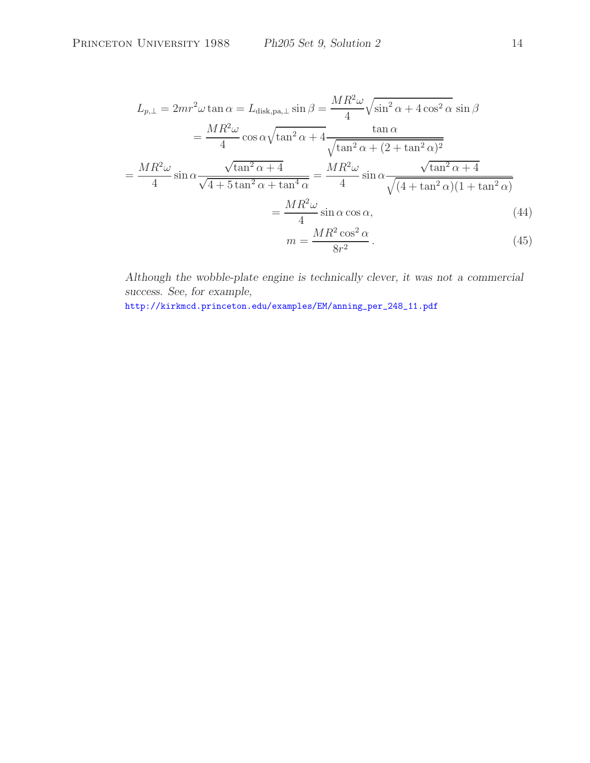$$
\begin{aligned}
L_{p,\perp} = 2mr^2\omega\tan\alpha = L_{\rm disk,pa,\perp}\sin\beta &= \frac{MR^2\omega}{4}\sqrt{\sin^2\alpha + 4\cos^2\alpha}\,\sin\beta \\
&= \frac{MR^2\omega}{4}\cos\alpha\sqrt{\tan^2\alpha+4}\frac{\tan\alpha}{\sqrt{\tan^2\alpha + (2+\tan^2\alpha)^2}} \\
= \frac{MR^2\omega}{4}\sin\alpha\frac{\sqrt{\tan^2\alpha+4}}{\sqrt{4+5\tan^2\alpha+\tan^4\alpha}} &= \frac{MR^2\omega}{4}\sin\alpha\frac{\sqrt{\tan^2\alpha+4}}{\sqrt{(4+\tan^2\alpha)(1+\tan^2\alpha)}} \\
&= \frac{MR^2\omega}{4}\sin\alpha\cos\alpha, \qquad (44)
\end{aligned}
$$

$$
m = \frac{MR^2\cos^2\alpha}{8r^2}\,. \qquad (45)
$$

*Although the wobble-plate engine is technically clever, it was not a commercial success. See, for example,*
http://kirkmcd.princeton.edu/examples/EM/anning_per_248_11.pdf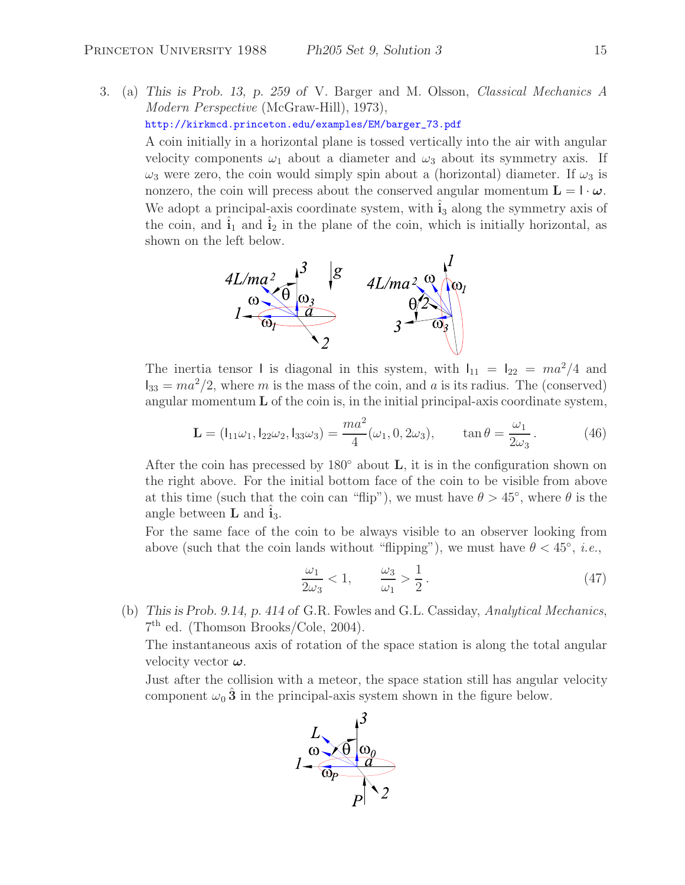3. (a) *This is Prob. 13, p. 259 of* V. Barger and M. Olsson, *Classical Mechanics A Modern Perspective* (McGraw-Hill), 1973),
http://kirkmcd.princeton.edu/examples/EM/barger_73.pdf

A coin initially in a horizontal plane is tossed vertically into the air with angular velocity components $\omega_1$ about a diameter and $\omega_3$ about its symmetry axis. If $\omega_3$ were zero, the coin would simply spin about a (horizontal) diameter. If $\omega_3$ is nonzero, the coin will precess about the conserved angular momentum $\mathbf{L} = \mathsf{I} \cdot \boldsymbol{\omega}$. We adopt a principal-axis coordinate system, with $\hat{\mathbf{i}}_3$ along the symmetry axis of the coin, and $\hat{\mathbf{i}}_1$ and $\hat{\mathbf{i}}_2$ in the plane of the coin, which is initially horizontal, as shown on the left below.

The inertia tensor $\mathsf{I}$ is diagonal in this system, with $\mathsf{I}_{11} = \mathsf{I}_{22} = ma^2/4$ and $\mathsf{I}_{33} = ma^2/2$, where $m$ is the mass of the coin, and $a$ is its radius. The (conserved) angular momentum $\mathbf{L}$ of the coin is, in the initial principal-axis coordinate system,

$$\mathbf{L} = (\mathsf{I}_{11}\omega_1, \mathsf{I}_{22}\omega_2, \mathsf{I}_{33}\omega_3) = \frac{ma^2}{4}(\omega_1, 0, 2\omega_3), \qquad \tan\theta = \frac{\omega_1}{2\omega_3}. \tag{46}$$

After the coin has precessed by 180° about $\mathbf{L}$, it is in the configuration shown on the right above. For the initial bottom face of the coin to be visible from above at this time (such that the coin can "flip"), we must have $\theta > 45°$, where $\theta$ is the angle between $\mathbf{L}$ and $\hat{\mathbf{i}}_3$.

For the same face of the coin to be always visible to an observer looking from above (such that the coin lands without "flipping"), we must have $\theta < 45°$, *i.e.*,

$$\frac{\omega_1}{2\omega_3} < 1, \qquad \frac{\omega_3}{\omega_1} > \frac{1}{2}. \tag{47}$$

(b) *This is Prob. 9.14, p. 414 of* G.R. Fowles and G.L. Cassiday, *Analytical Mechanics*, 7th ed. (Thomson Brooks/Cole, 2004).

The instantaneous axis of rotation of the space station is along the total angular velocity vector $\boldsymbol{\omega}$.

Just after the collision with a meteor, the space station still has angular velocity component $\omega_0\,\hat{\mathbf{3}}$ in the principal-axis system shown in the figure below.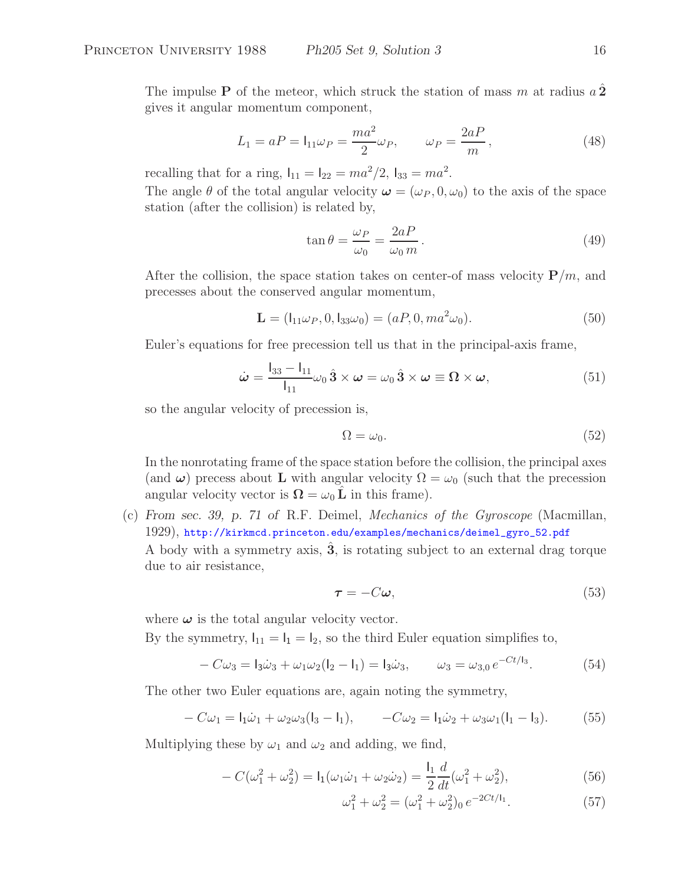The impulse $\mathbf{P}$ of the meteor, which struck the station of mass $m$ at radius $a\,\hat{\mathbf{2}}$ gives it angular momentum component,

$$L_1 = aP = \mathsf{I}_{11}\omega_P = \frac{ma^2}{2}\omega_P, \qquad \omega_P = \frac{2aP}{m}, \tag{48}$$

recalling that for a ring, $\mathsf{I}_{11} = \mathsf{I}_{22} = ma^2/2$, $\mathsf{I}_{33} = ma^2$.

The angle $\theta$ of the total angular velocity $\boldsymbol{\omega} = (\omega_P, 0, \omega_0)$ to the axis of the space station (after the collision) is related by,

$$\tan\theta = \frac{\omega_P}{\omega_0} = \frac{2aP}{\omega_0\, m}. \tag{49}$$

After the collision, the space station takes on center-of mass velocity $\mathbf{P}/m$, and precesses about the conserved angular momentum,

$$\mathbf{L} = (\mathsf{I}_{11}\omega_P, 0, \mathsf{I}_{33}\omega_0) = (aP, 0, ma^2\omega_0). \tag{50}$$

Euler's equations for free precession tell us that in the principal-axis frame,

$$\dot{\boldsymbol{\omega}} = \frac{\mathsf{I}_{33} - \mathsf{I}_{11}}{\mathsf{I}_{11}}\omega_0\,\hat{\mathbf{3}} \times \boldsymbol{\omega} = \omega_0\,\hat{\mathbf{3}} \times \boldsymbol{\omega} \equiv \boldsymbol{\Omega} \times \boldsymbol{\omega}, \tag{51}$$

so the angular velocity of precession is,

$$\Omega = \omega_0. \tag{52}$$

In the nonrotating frame of the space station before the collision, the principal axes (and $\boldsymbol{\omega}$) precess about $\mathbf{L}$ with angular velocity $\Omega = \omega_0$ (such that the precession angular velocity vector is $\boldsymbol{\Omega} = \omega_0\,\hat{\mathbf{L}}$ in this frame).

(c) *From sec. 39, p. 71 of* R.F. Deimel, *Mechanics of the Gyroscope* (Macmillan, 1929), http://kirkmcd.princeton.edu/examples/mechanics/deimel_gyro_52.pdf

A body with a symmetry axis, $\hat{\mathbf{3}}$, is rotating subject to an external drag torque due to air resistance,

$$\boldsymbol{\tau} = -C\boldsymbol{\omega}, \tag{53}$$

where $\boldsymbol{\omega}$ is the total angular velocity vector.

By the symmetry, $\mathsf{I}_{11} = \mathsf{I}_1 = \mathsf{I}_2$, so the third Euler equation simplifies to,

$$-C\omega_3 = \mathsf{I}_3\dot{\omega}_3 + \omega_1\omega_2(\mathsf{I}_2 - \mathsf{I}_1) = \mathsf{I}_3\dot{\omega}_3, \qquad \omega_3 = \omega_{3,0}\, e^{-Ct/\mathsf{I}_3}. \tag{54}$$

The other two Euler equations are, again noting the symmetry,

$$-C\omega_1 = \mathsf{I}_1\dot{\omega}_1 + \omega_2\omega_3(\mathsf{I}_3 - \mathsf{I}_1), \qquad -C\omega_2 = \mathsf{I}_1\dot{\omega}_2 + \omega_3\omega_1(\mathsf{I}_1 - \mathsf{I}_3). \tag{55}$$

Multiplying these by $\omega_1$ and $\omega_2$ and adding, we find,

$$-C(\omega_1^2 + \omega_2^2) = \mathsf{I}_1(\omega_1\dot{\omega}_1 + \omega_2\dot{\omega}_2) = \frac{\mathsf{I}_1}{2}\frac{d}{dt}(\omega_1^2 + \omega_2^2), \tag{56}$$

$$\omega_1^2 + \omega_2^2 = (\omega_1^2 + \omega_2^2)_0\, e^{-2Ct/\mathsf{I}_1}. \tag{57}$$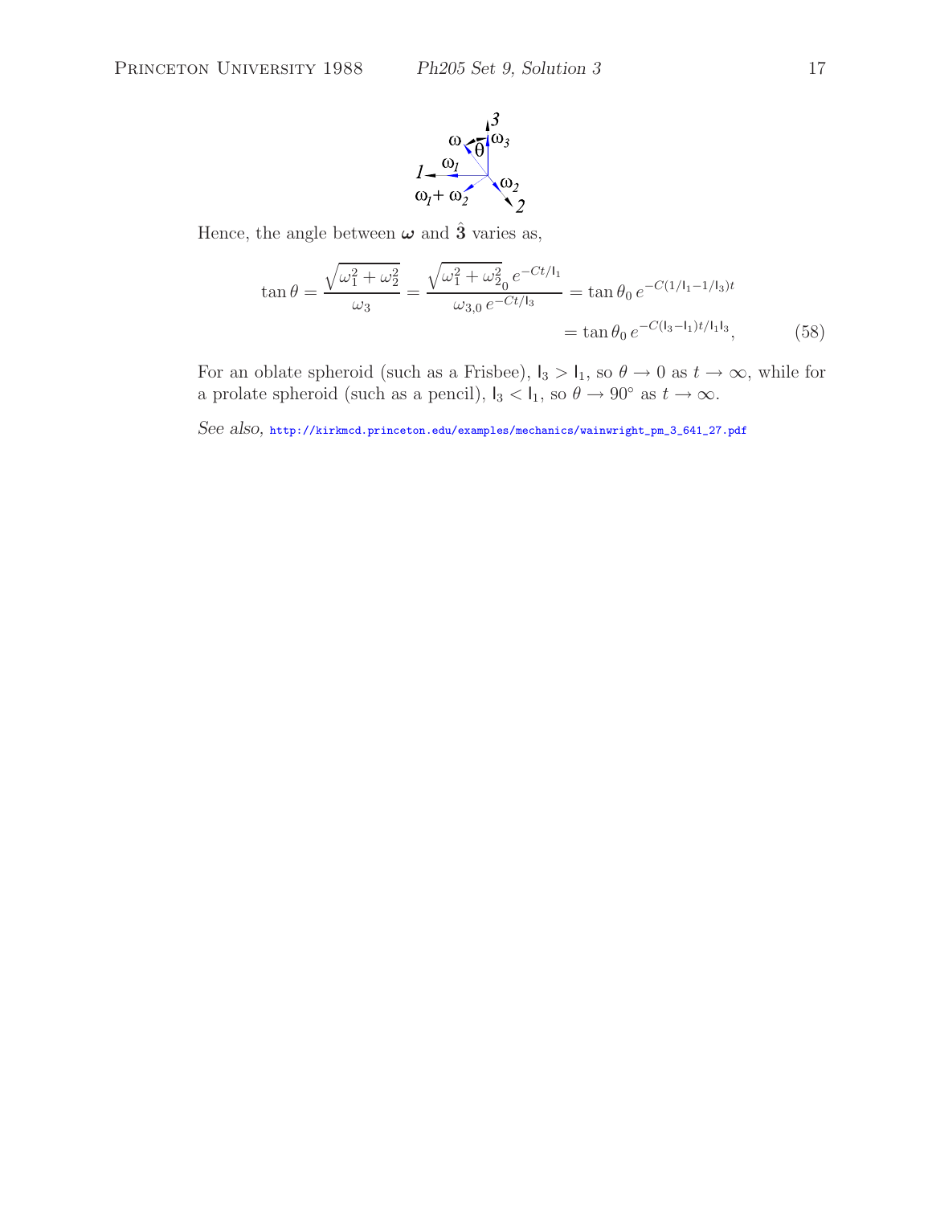Hence, the angle between $\boldsymbol{\omega}$ and $\hat{\mathbf{3}}$ varies as,

$$\tan\theta = \frac{\sqrt{\omega_1^2 + \omega_2^2}}{\omega_3} = \frac{\sqrt{\omega_1^2 + \omega_2^2}_0 \, e^{-Ct/\mathsf{I}_1}}{\omega_{3,0}\, e^{-Ct/\mathsf{I}_3}} = \tan\theta_0 \, e^{-C(1/\mathsf{I}_1 - 1/\mathsf{I}_3)t}$$
$$= \tan\theta_0 \, e^{-C(\mathsf{I}_3 - \mathsf{I}_1)t/\mathsf{I}_1\mathsf{I}_3}, \qquad (58)$$

For an oblate spheroid (such as a Frisbee), $\mathsf{I}_3 > \mathsf{I}_1$, so $\theta \to 0$ as $t \to \infty$, while for a prolate spheroid (such as a pencil), $\mathsf{I}_3 < \mathsf{I}_1$, so $\theta \to 90^\circ$ as $t \to \infty$.

*See also,* http://kirkmcd.princeton.edu/examples/mechanics/wainwright_pm_3_641_27.pdf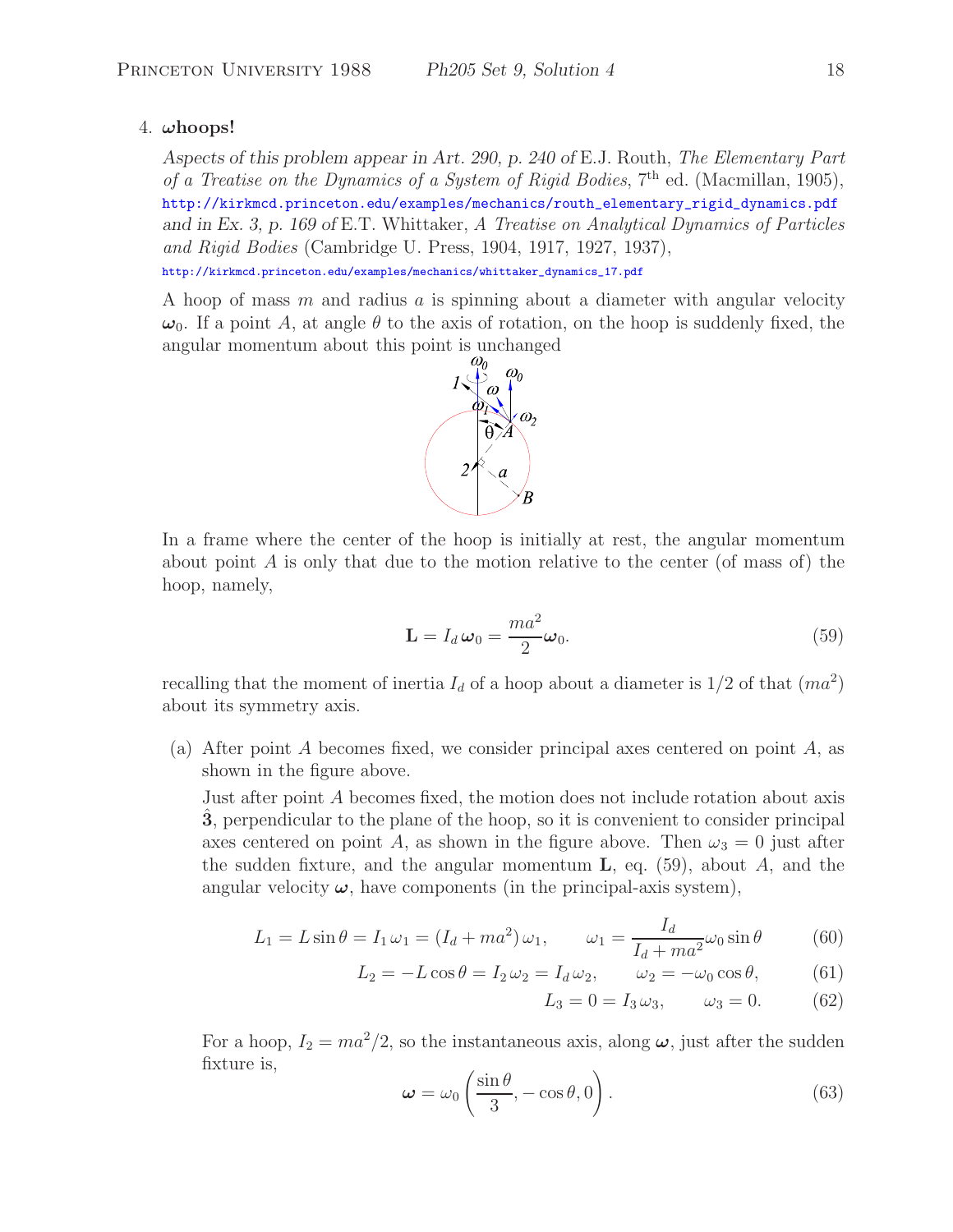4. **$\boldsymbol{\omega}$hoops!**

*Aspects of this problem appear in Art. 290, p. 240 of* E.J. Routh, *The Elementary Part of a Treatise on the Dynamics of a System of Rigid Bodies*, 7th ed. (Macmillan, 1905), http://kirkmcd.princeton.edu/examples/mechanics/routh_elementary_rigid_dynamics.pdf *and in Ex. 3, p. 169 of* E.T. Whittaker, *A Treatise on Analytical Dynamics of Particles and Rigid Bodies* (Cambridge U. Press, 1904, 1917, 1927, 1937), http://kirkmcd.princeton.edu/examples/mechanics/whittaker_dynamics_17.pdf

A hoop of mass $m$ and radius $a$ is spinning about a diameter with angular velocity $\boldsymbol{\omega}_0$. If a point $A$, at angle $\theta$ to the axis of rotation, on the hoop is suddenly fixed, the angular momentum about this point is unchanged

In a frame where the center of the hoop is initially at rest, the angular momentum about point $A$ is only that due to the motion relative to the center (of mass of) the hoop, namely,

$$\mathbf{L} = I_d\,\boldsymbol{\omega}_0 = \frac{ma^2}{2}\boldsymbol{\omega}_0. \tag{59}$$

recalling that the moment of inertia $I_d$ of a hoop about a diameter is 1/2 of that ($ma^2$) about its symmetry axis.

(a) After point $A$ becomes fixed, we consider principal axes centered on point $A$, as shown in the figure above.

Just after point $A$ becomes fixed, the motion does not include rotation about axis $\hat{\mathbf{3}}$, perpendicular to the plane of the hoop, so it is convenient to consider principal axes centered on point $A$, as shown in the figure above. Then $\omega_3 = 0$ just after the sudden fixture, and the angular momentum $\mathbf{L}$, eq. (59), about $A$, and the angular velocity $\boldsymbol{\omega}$, have components (in the principal-axis system),

$$L_1 = L\sin\theta = I_1\,\omega_1 = (I_d + ma^2)\,\omega_1, \qquad \omega_1 = \frac{I_d}{I_d + ma^2}\omega_0\sin\theta \tag{60}$$

$$L_2 = -L\cos\theta = I_2\,\omega_2 = I_d\,\omega_2, \qquad \omega_2 = -\omega_0\cos\theta, \tag{61}$$

$$L_3 = 0 = I_3\,\omega_3, \qquad \omega_3 = 0. \tag{62}$$

For a hoop, $I_2 = ma^2/2$, so the instantaneous axis, along $\boldsymbol{\omega}$, just after the sudden fixture is,

$$\boldsymbol{\omega} = \omega_0\left(\frac{\sin\theta}{3}, -\cos\theta, 0\right). \tag{63}$$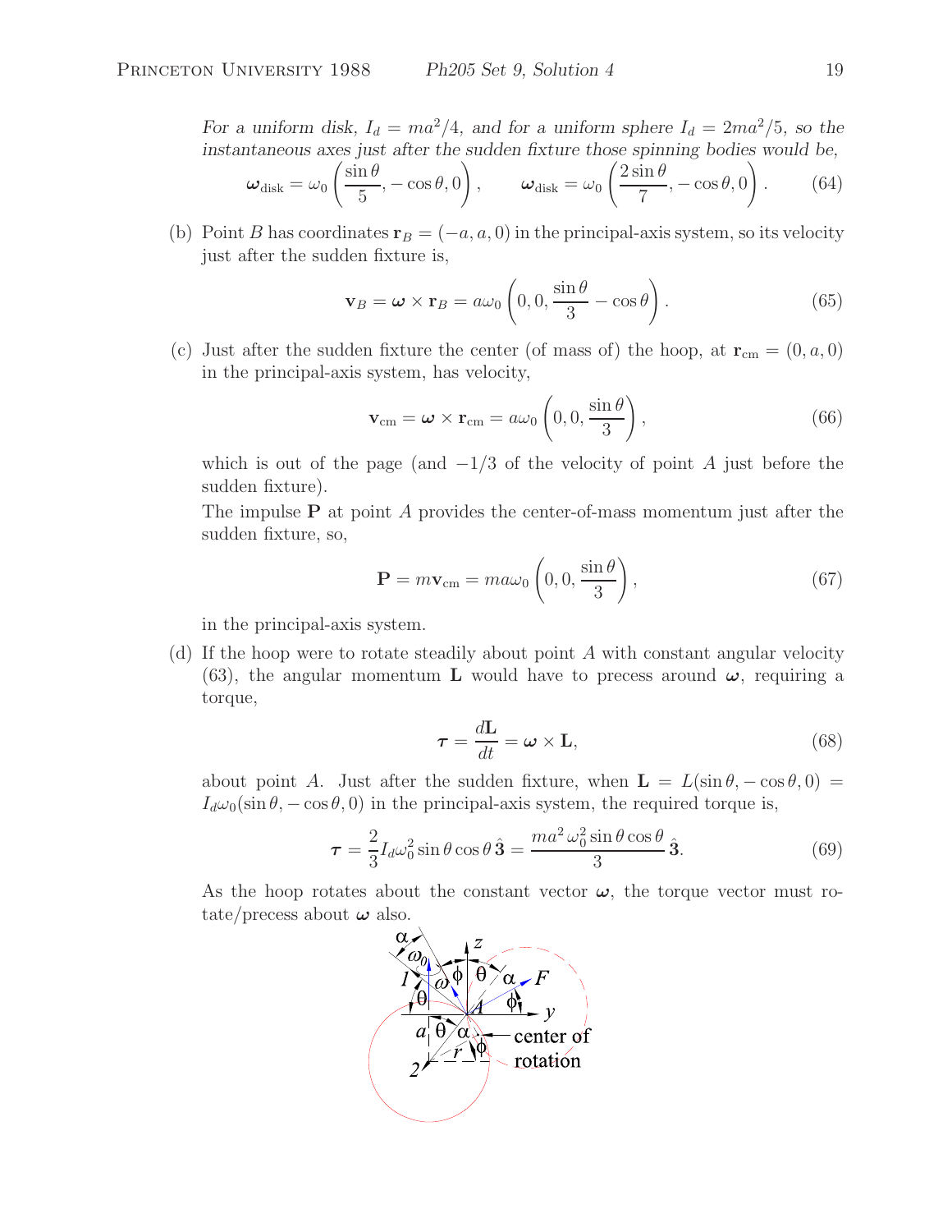*For a uniform disk, $I_d = ma^2/4$, and for a uniform sphere $I_d = 2ma^2/5$, so the instantaneous axes just after the sudden fixture those spinning bodies would be,*

$$\boldsymbol{\omega}_{\rm disk} = \omega_0 \left( \frac{\sin\theta}{5}, -\cos\theta, 0 \right), \qquad \boldsymbol{\omega}_{\rm disk} = \omega_0 \left( \frac{2\sin\theta}{7}, -\cos\theta, 0 \right). \tag{64}$$

(b) Point $B$ has coordinates $\mathbf{r}_B = (-a, a, 0)$ in the principal-axis system, so its velocity just after the sudden fixture is,

$$\mathbf{v}_B = \boldsymbol{\omega} \times \mathbf{r}_B = a\omega_0 \left( 0, 0, \frac{\sin\theta}{3} - \cos\theta \right). \tag{65}$$

(c) Just after the sudden fixture the center (of mass of) the hoop, at $\mathbf{r}_{\rm cm} = (0, a, 0)$ in the principal-axis system, has velocity,

$$\mathbf{v}_{\rm cm} = \boldsymbol{\omega} \times \mathbf{r}_{\rm cm} = a\omega_0 \left( 0, 0, \frac{\sin\theta}{3} \right), \tag{66}$$

which is out of the page (and $-1/3$ of the velocity of point $A$ just before the sudden fixture).

The impulse $\mathbf{P}$ at point $A$ provides the center-of-mass momentum just after the sudden fixture, so,

$$\mathbf{P} = m\mathbf{v}_{\rm cm} = ma\omega_0 \left( 0, 0, \frac{\sin\theta}{3} \right), \tag{67}$$

in the principal-axis system.

(d) If the hoop were to rotate steadily about point $A$ with constant angular velocity (63), the angular momentum $\mathbf{L}$ would have to precess around $\boldsymbol{\omega}$, requiring a torque,

$$\boldsymbol{\tau} = \frac{d\mathbf{L}}{dt} = \boldsymbol{\omega} \times \mathbf{L}, \tag{68}$$

about point $A$. Just after the sudden fixture, when $\mathbf{L} = L(\sin\theta, -\cos\theta, 0) = I_d\omega_0(\sin\theta, -\cos\theta, 0)$ in the principal-axis system, the required torque is,

$$\boldsymbol{\tau} = \frac{2}{3} I_d \omega_0^2 \sin\theta\cos\theta\, \hat{\mathbf{3}} = \frac{ma^2\omega_0^2 \sin\theta\cos\theta}{3}\, \hat{\mathbf{3}}. \tag{69}$$

As the hoop rotates about the constant vector $\boldsymbol{\omega}$, the torque vector must rotate/precess about $\boldsymbol{\omega}$ also.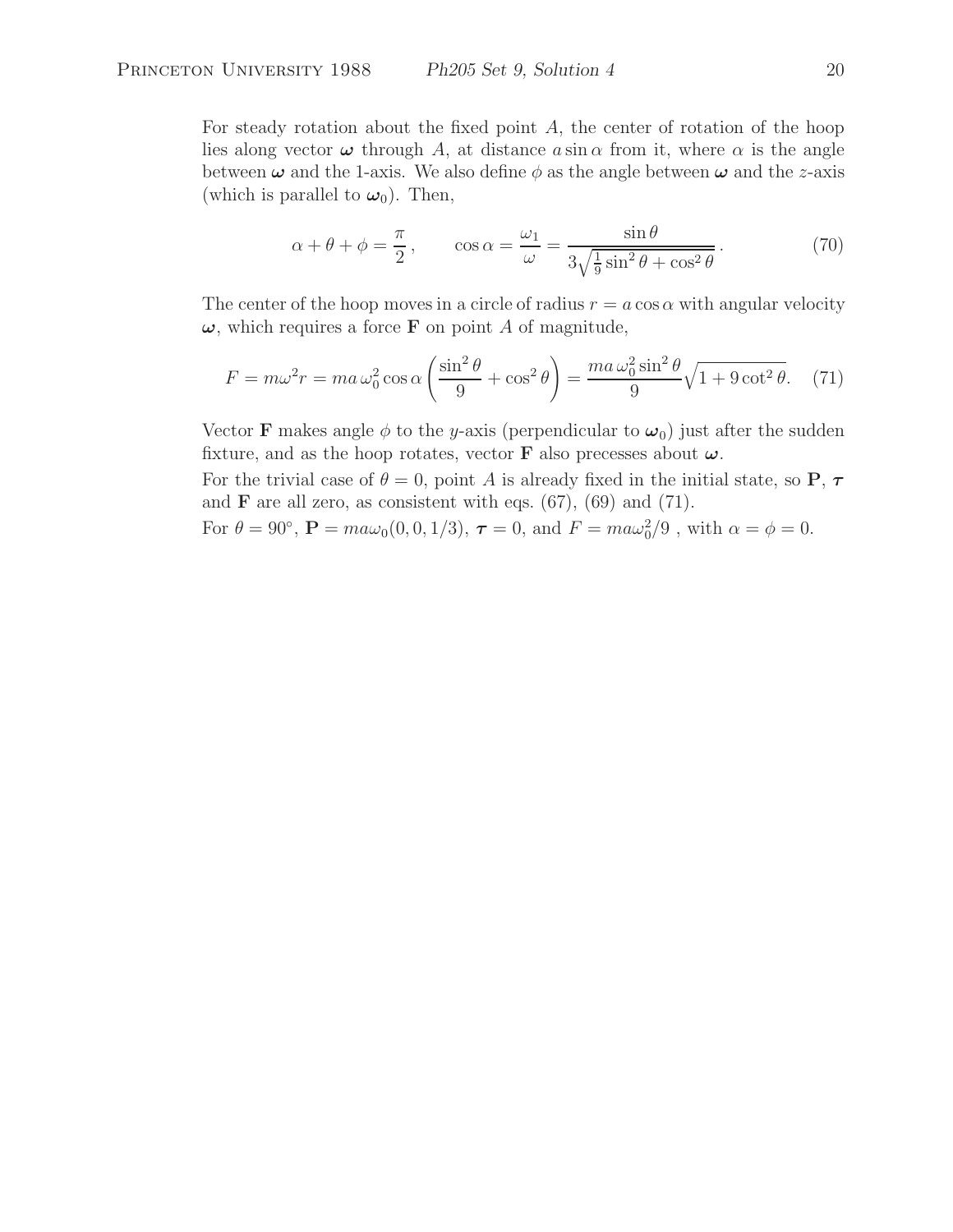For steady rotation about the fixed point $A$, the center of rotation of the hoop lies along vector $\boldsymbol{\omega}$ through $A$, at distance $a \sin\alpha$ from it, where $\alpha$ is the angle between $\boldsymbol{\omega}$ and the 1-axis. We also define $\phi$ as the angle between $\boldsymbol{\omega}$ and the $z$-axis (which is parallel to $\boldsymbol{\omega}_0$). Then,

$$\alpha + \theta + \phi = \frac{\pi}{2}, \qquad \cos\alpha = \frac{\omega_1}{\omega} = \frac{\sin\theta}{3\sqrt{\frac{1}{9}\sin^2\theta + \cos^2\theta}}. \tag{70}$$

The center of the hoop moves in a circle of radius $r = a\cos\alpha$ with angular velocity $\boldsymbol{\omega}$, which requires a force $\mathbf{F}$ on point $A$ of magnitude,

$$F = m\omega^2 r = ma\,\omega_0^2 \cos\alpha \left(\frac{\sin^2\theta}{9} + \cos^2\theta\right) = \frac{ma\,\omega_0^2 \sin^2\theta}{9}\sqrt{1 + 9\cot^2\theta}. \tag{71}$$

Vector $\mathbf{F}$ makes angle $\phi$ to the $y$-axis (perpendicular to $\boldsymbol{\omega}_0$) just after the sudden fixture, and as the hoop rotates, vector $\mathbf{F}$ also precesses about $\boldsymbol{\omega}$.

For the trivial case of $\theta = 0$, point $A$ is already fixed in the initial state, so $\mathbf{P}$, $\boldsymbol{\tau}$ and $\mathbf{F}$ are all zero, as consistent with eqs. (67), (69) and (71).

For $\theta = 90^\circ$, $\mathbf{P} = ma\omega_0(0, 0, 1/3)$, $\boldsymbol{\tau} = 0$, and $F = ma\omega_0^2/9$ , with $\alpha = \phi = 0$.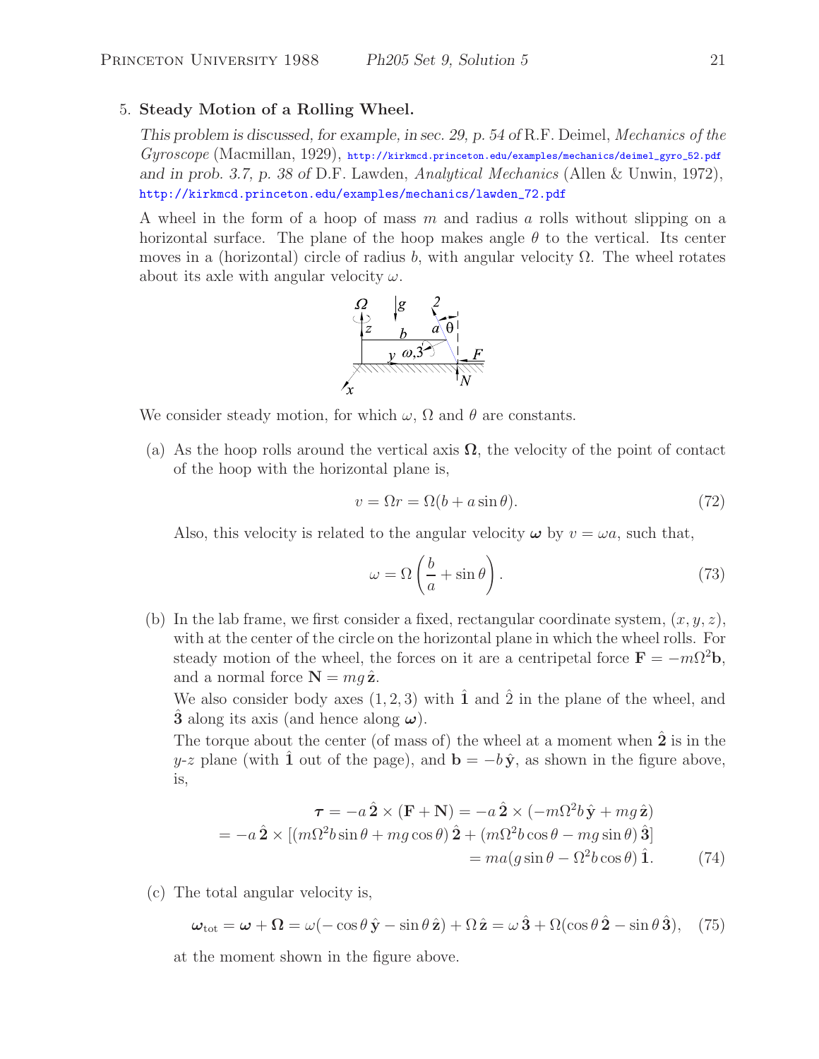5. **Steady Motion of a Rolling Wheel.**

*This problem is discussed, for example, in sec. 29, p. 54 of* R.F. Deimel, *Mechanics of the Gyroscope* (Macmillan, 1929), http://kirkmcd.princeton.edu/examples/mechanics/deimel_gyro_52.pdf *and in prob. 3.7, p. 38 of* D.F. Lawden, *Analytical Mechanics* (Allen & Unwin, 1972), http://kirkmcd.princeton.edu/examples/mechanics/lawden_72.pdf

A wheel in the form of a hoop of mass $m$ and radius $a$ rolls without slipping on a horizontal surface. The plane of the hoop makes angle $\theta$ to the vertical. Its center moves in a (horizontal) circle of radius $b$, with angular velocity $\Omega$. The wheel rotates about its axle with angular velocity $\omega$.

We consider steady motion, for which $\omega$, $\Omega$ and $\theta$ are constants.

(a) As the hoop rolls around the vertical axis $\mathbf{\Omega}$, the velocity of the point of contact of the hoop with the horizontal plane is,

$$v = \Omega r = \Omega(b + a\sin\theta). \tag{72}$$

Also, this velocity is related to the angular velocity $\boldsymbol{\omega}$ by $v = \omega a$, such that,

$$\omega = \Omega\left(\frac{b}{a} + \sin\theta\right). \tag{73}$$

(b) In the lab frame, we first consider a fixed, rectangular coordinate system, $(x, y, z)$, with at the center of the circle on the horizontal plane in which the wheel rolls. For steady motion of the wheel, the forces on it are a centripetal force $\mathbf{F} = -m\Omega^2\mathbf{b}$, and a normal force $\mathbf{N} = mg\,\hat{\mathbf{z}}$.

We also consider body axes $(1, 2, 3)$ with $\hat{\mathbf{1}}$ and $\hat{2}$ in the plane of the wheel, and $\hat{\mathbf{3}}$ along its axis (and hence along $\boldsymbol{\omega}$).

The torque about the center (of mass of) the wheel at a moment when $\hat{\mathbf{2}}$ is in the $y$-$z$ plane (with $\hat{\mathbf{1}}$ out of the page), and $\mathbf{b} = -b\,\hat{\mathbf{y}}$, as shown in the figure above, is,

$$\begin{aligned}
\boldsymbol{\tau} = -a\,\hat{\mathbf{2}} \times (\mathbf{F} + \mathbf{N}) &= -a\,\hat{\mathbf{2}} \times (-m\Omega^2 b\,\hat{\mathbf{y}} + mg\,\hat{\mathbf{z}}) \\
= -a\,\hat{\mathbf{2}} \times [(m\Omega^2 b\sin\theta + mg\cos\theta)\,\hat{\mathbf{2}} &+ (m\Omega^2 b\cos\theta - mg\sin\theta)\,\hat{\mathbf{3}}] \\
&= ma(g\sin\theta - \Omega^2 b\cos\theta)\,\hat{\mathbf{1}}.
\end{aligned} \tag{74}$$

(c) The total angular velocity is,

$$\boldsymbol{\omega}_{\rm tot} = \boldsymbol{\omega} + \mathbf{\Omega} = \omega(-\cos\theta\,\hat{\mathbf{y}} - \sin\theta\,\hat{\mathbf{z}}) + \Omega\,\hat{\mathbf{z}} = \omega\,\hat{\mathbf{3}} + \Omega(\cos\theta\,\hat{\mathbf{2}} - \sin\theta\,\hat{\mathbf{3}}), \tag{75}$$

at the moment shown in the figure above.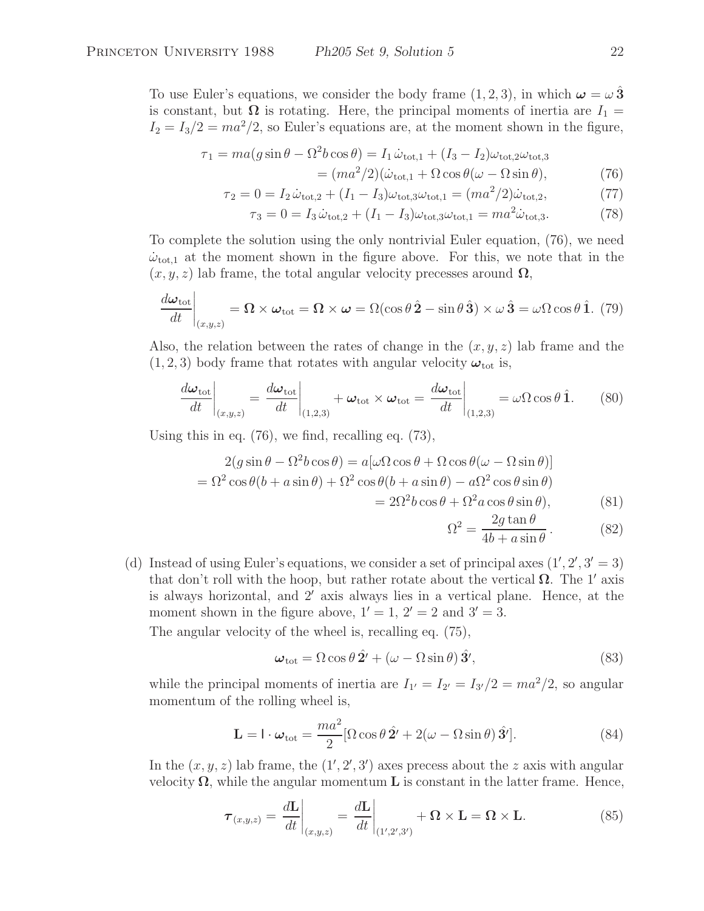To use Euler's equations, we consider the body frame $(1, 2, 3)$, in which $\boldsymbol{\omega} = \omega\, \hat{\mathbf{3}}$ is constant, but $\mathbf{\Omega}$ is rotating. Here, the principal moments of inertia are $I_1 = I_2 = I_3/2 = ma^2/2$, so Euler's equations are, at the moment shown in the figure,

$$
\begin{aligned}
\tau_1 = ma(g \sin\theta - \Omega^2 b \cos\theta) &= I_1\, \dot{\omega}_{\mathrm{tot},1} + (I_3 - I_2)\omega_{\mathrm{tot},2}\omega_{\mathrm{tot},3} \\
&= (ma^2/2)(\dot{\omega}_{\mathrm{tot},1} + \Omega\cos\theta(\omega - \Omega\sin\theta), \qquad (76)
\end{aligned}
$$

$$
\tau_2 = 0 = I_2\, \dot{\omega}_{\mathrm{tot},2} + (I_1 - I_3)\omega_{\mathrm{tot},3}\omega_{\mathrm{tot},1} = (ma^2/2)\dot{\omega}_{\mathrm{tot},2}, \qquad (77)
$$

$$
\tau_3 = 0 = I_3\, \dot{\omega}_{\mathrm{tot},2} + (I_1 - I_3)\omega_{\mathrm{tot},3}\omega_{\mathrm{tot},1} = ma^2 \dot{\omega}_{\mathrm{tot},3}. \qquad (78)
$$

To complete the solution using the only nontrivial Euler equation, (76), we need $\dot{\omega}_{\mathrm{tot},1}$ at the moment shown in the figure above. For this, we note that in the $(x, y, z)$ lab frame, the total angular velocity precesses around $\mathbf{\Omega}$,

$$
\left.\frac{d\boldsymbol{\omega}_{\mathrm{tot}}}{dt}\right|_{(x,y,z)} = \mathbf{\Omega} \times \boldsymbol{\omega}_{\mathrm{tot}} = \mathbf{\Omega} \times \boldsymbol{\omega} = \Omega(\cos\theta\, \hat{\mathbf{2}} - \sin\theta\, \hat{\mathbf{3}}) \times \omega\, \hat{\mathbf{3}} = \omega\Omega\cos\theta\, \hat{\mathbf{1}}. \qquad (79)
$$

Also, the relation between the rates of change in the $(x, y, z)$ lab frame and the $(1, 2, 3)$ body frame that rotates with angular velocity $\boldsymbol{\omega}_{\mathrm{tot}}$ is,

$$
\left.\frac{d\boldsymbol{\omega}_{\mathrm{tot}}}{dt}\right|_{(x,y,z)} = \left.\frac{d\boldsymbol{\omega}_{\mathrm{tot}}}{dt}\right|_{(1,2,3)} + \boldsymbol{\omega}_{\mathrm{tot}} \times \boldsymbol{\omega}_{\mathrm{tot}} = \left.\frac{d\boldsymbol{\omega}_{\mathrm{tot}}}{dt}\right|_{(1,2,3)} = \omega\Omega\cos\theta\, \hat{\mathbf{1}}. \qquad (80)
$$

Using this in eq. (76), we find, recalling eq. (73),

$$
\begin{aligned}
2(g\sin\theta - \Omega^2 b\cos\theta) &= a[\omega\Omega\cos\theta + \Omega\cos\theta(\omega - \Omega\sin\theta)] \\
= \Omega^2\cos\theta(b + a\sin\theta) &+ \Omega^2\cos\theta(b + a\sin\theta) - a\Omega^2\cos\theta\sin\theta) \\
&= 2\Omega^2 b\cos\theta + \Omega^2 a\cos\theta\sin\theta), \qquad (81)
\end{aligned}
$$

$$
\Omega^2 = \frac{2g\tan\theta}{4b + a\sin\theta}. \qquad (82)
$$

(d) Instead of using Euler's equations, we consider a set of principal axes $(1', 2', 3' = 3)$ that don't roll with the hoop, but rather rotate about the vertical $\mathbf{\Omega}$. The $1'$ axis is always horizontal, and $2'$ axis always lies in a vertical plane. Hence, at the moment shown in the figure above, $1' = 1$, $2' = 2$ and $3' = 3$.

The angular velocity of the wheel is, recalling eq. (75),

$$
\boldsymbol{\omega}_{\mathrm{tot}} = \Omega\cos\theta\, \hat{\mathbf{2}}' + (\omega - \Omega\sin\theta)\, \hat{\mathbf{3}}', \qquad (83)
$$

while the principal moments of inertia are $I_{1'} = I_{2'} = I_{3'}/2 = ma^2/2$, so angular momentum of the rolling wheel is,

$$
\mathbf{L} = \mathsf{I} \cdot \boldsymbol{\omega}_{\mathrm{tot}} = \frac{ma^2}{2}[\Omega\cos\theta\, \hat{\mathbf{2}}' + 2(\omega - \Omega\sin\theta)\, \hat{\mathbf{3}}']. \qquad (84)
$$

In the $(x, y, z)$ lab frame, the $(1', 2', 3')$ axes precess about the $z$ axis with angular velocity $\mathbf{\Omega}$, while the angular momentum $\mathbf{L}$ is constant in the latter frame. Hence,

$$
\boldsymbol{\tau}_{(x,y,z)} = \left.\frac{d\mathbf{L}}{dt}\right|_{(x,y,z)} = \left.\frac{d\mathbf{L}}{dt}\right|_{(1',2',3')} + \mathbf{\Omega} \times \mathbf{L} = \mathbf{\Omega} \times \mathbf{L}. \qquad (85)
$$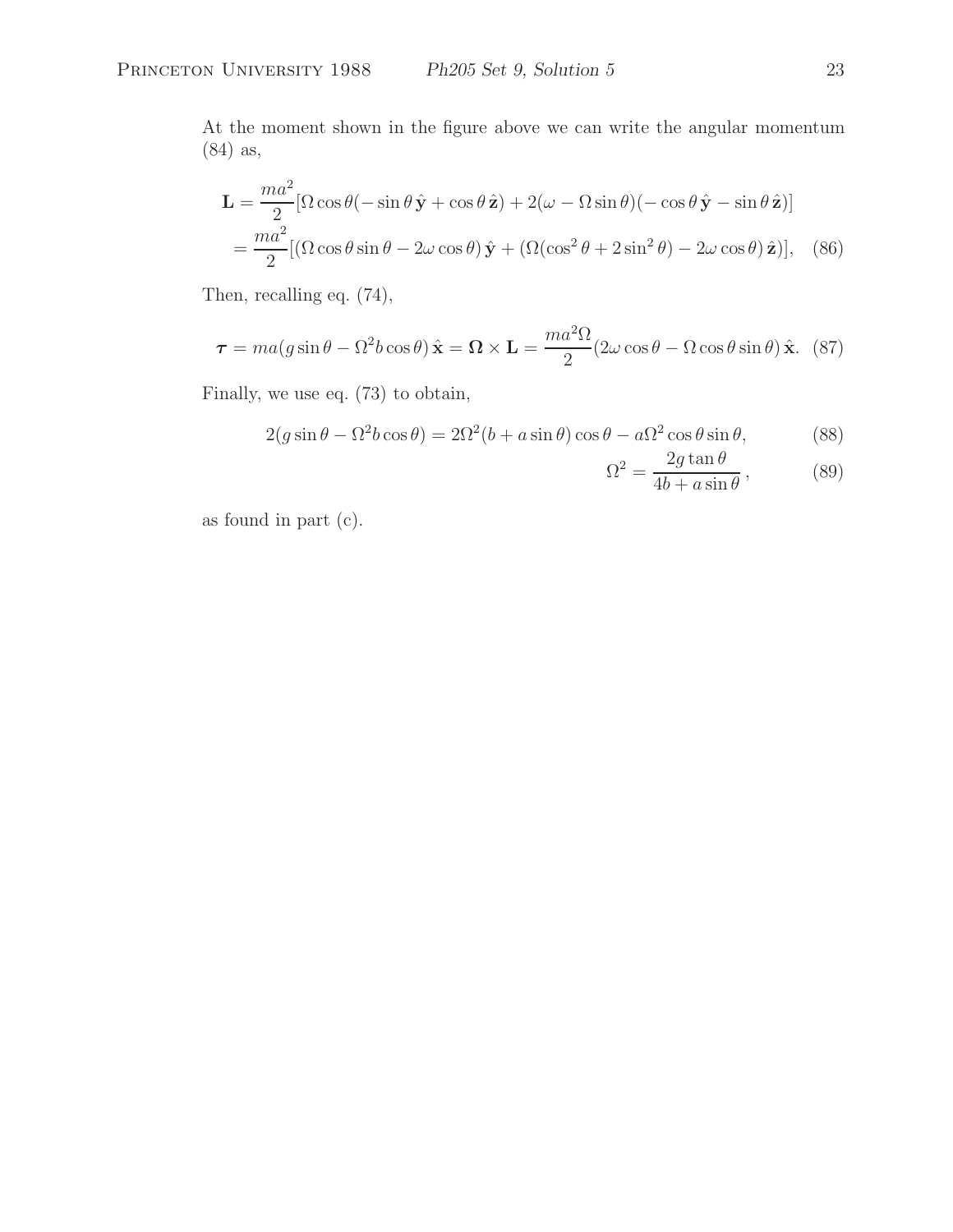At the moment shown in the figure above we can write the angular momentum (84) as,

$$
\begin{aligned}
\mathbf{L} &= \frac{ma^2}{2}[\Omega \cos\theta(-\sin\theta\,\hat{\mathbf{y}} + \cos\theta\,\hat{\mathbf{z}}) + 2(\omega - \Omega\sin\theta)(-\cos\theta\,\hat{\mathbf{y}} - \sin\theta\,\hat{\mathbf{z}})] \\
&= \frac{ma^2}{2}[(\Omega\cos\theta\sin\theta - 2\omega\cos\theta)\,\hat{\mathbf{y}} + (\Omega(\cos^2\theta + 2\sin^2\theta) - 2\omega\cos\theta)\,\hat{\mathbf{z}})], \qquad (86)
\end{aligned}
$$

Then, recalling eq. (74),

$$
\boldsymbol{\tau} = ma(g\sin\theta - \Omega^2 b\cos\theta)\,\hat{\mathbf{x}} = \boldsymbol{\Omega} \times \mathbf{L} = \frac{ma^2\Omega}{2}(2\omega\cos\theta - \Omega\cos\theta\sin\theta)\,\hat{\mathbf{x}}. \quad (87)
$$

Finally, we use eq. (73) to obtain,

$$
2(g\sin\theta - \Omega^2 b\cos\theta) = 2\Omega^2(b + a\sin\theta)\cos\theta - a\Omega^2\cos\theta\sin\theta, \qquad (88)
$$

$$
\Omega^2 = \frac{2g\tan\theta}{4b + a\sin\theta}\,, \qquad (89)
$$

as found in part (c).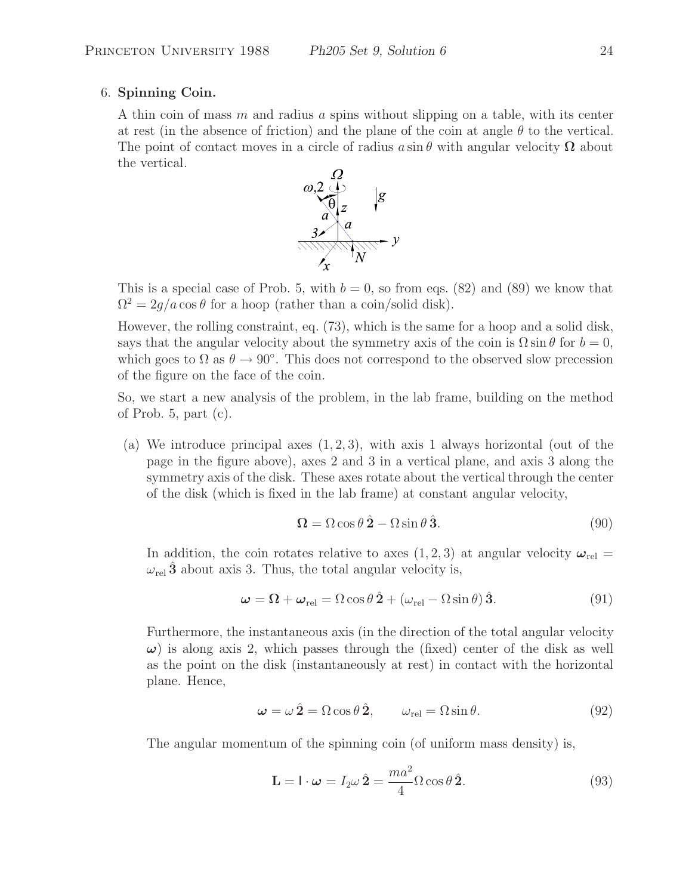6. **Spinning Coin.**

A thin coin of mass $m$ and radius $a$ spins without slipping on a table, with its center at rest (in the absence of friction) and the plane of the coin at angle $\theta$ to the vertical. The point of contact moves in a circle of radius $a\sin\theta$ with angular velocity $\mathbf{\Omega}$ about the vertical.

This is a special case of Prob. 5, with $b = 0$, so from eqs. (82) and (89) we know that $\Omega^2 = 2g/a\cos\theta$ for a hoop (rather than a coin/solid disk).

However, the rolling constraint, eq. (73), which is the same for a hoop and a solid disk, says that the angular velocity about the symmetry axis of the coin is $\Omega\sin\theta$ for $b = 0$, which goes to $\Omega$ as $\theta \to 90^\circ$. This does not correspond to the observed slow precession of the figure on the face of the coin.

So, we start a new analysis of the problem, in the lab frame, building on the method of Prob. 5, part (c).

(a) We introduce principal axes $(1, 2, 3)$, with axis 1 always horizontal (out of the page in the figure above), axes 2 and 3 in a vertical plane, and axis 3 along the symmetry axis of the disk. These axes rotate about the vertical through the center of the disk (which is fixed in the lab frame) at constant angular velocity,

$$\mathbf{\Omega} = \Omega\cos\theta\,\hat{\mathbf{2}} - \Omega\sin\theta\,\hat{\mathbf{3}}. \tag{90}$$

In addition, the coin rotates relative to axes $(1, 2, 3)$ at angular velocity $\boldsymbol{\omega}_{\text{rel}} = \omega_{\text{rel}}\,\hat{\mathbf{3}}$ about axis 3. Thus, the total angular velocity is,

$$\boldsymbol{\omega} = \mathbf{\Omega} + \boldsymbol{\omega}_{\text{rel}} = \Omega\cos\theta\,\hat{\mathbf{2}} + (\omega_{\text{rel}} - \Omega\sin\theta)\,\hat{\mathbf{3}}. \tag{91}$$

Furthermore, the instantaneous axis (in the direction of the total angular velocity $\boldsymbol{\omega}$) is along axis 2, which passes through the (fixed) center of the disk as well as the point on the disk (instantaneously at rest) in contact with the horizontal plane. Hence,

$$\boldsymbol{\omega} = \omega\,\hat{\mathbf{2}} = \Omega\cos\theta\,\hat{\mathbf{2}}, \qquad \omega_{\text{rel}} = \Omega\sin\theta. \tag{92}$$

The angular momentum of the spinning coin (of uniform mass density) is,

$$\mathbf{L} = \mathsf{I}\cdot\boldsymbol{\omega} = I_2\omega\,\hat{\mathbf{2}} = \frac{ma^2}{4}\Omega\cos\theta\,\hat{\mathbf{2}}. \tag{93}$$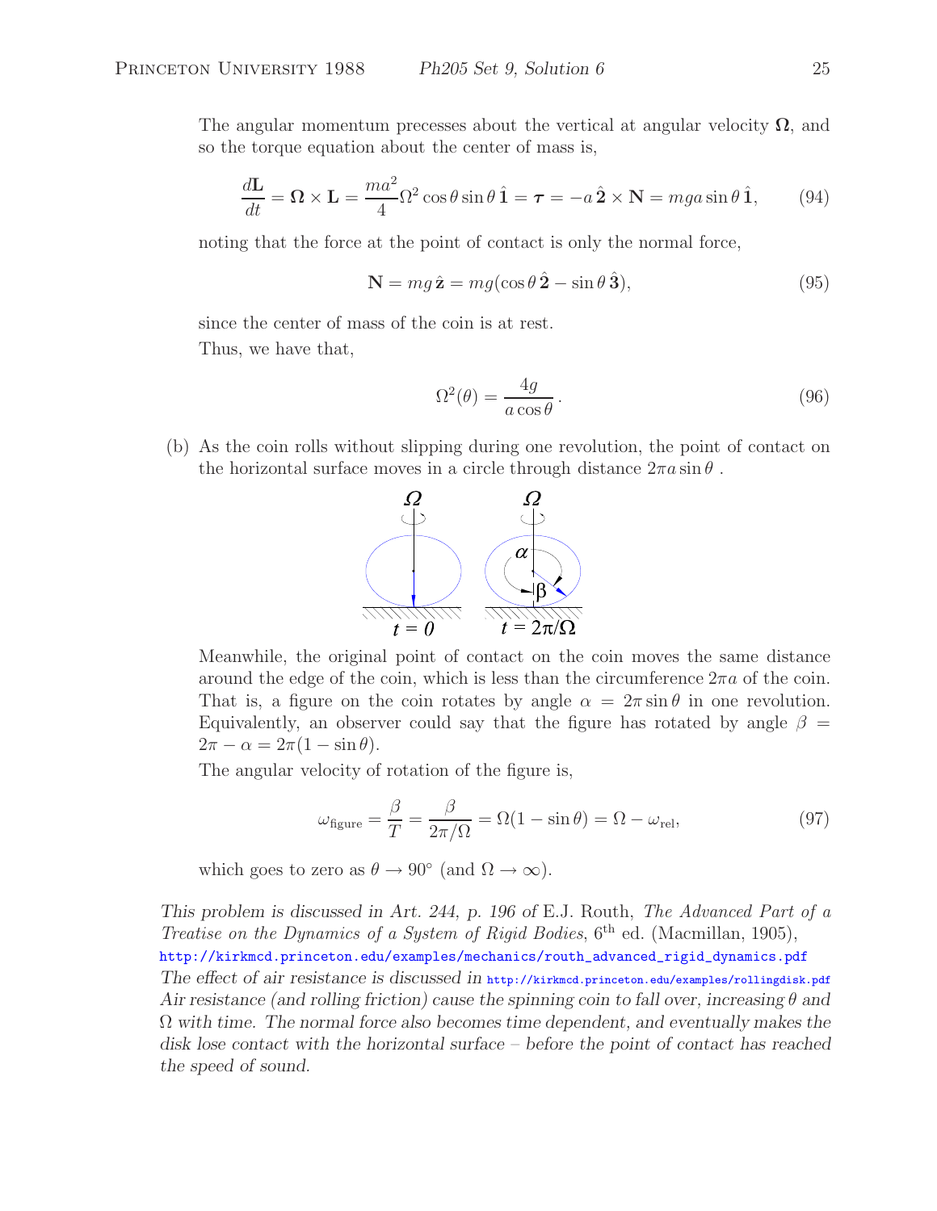The angular momentum precesses about the vertical at angular velocity $\boldsymbol{\Omega}$, and so the torque equation about the center of mass is,

$$\frac{d\mathbf{L}}{dt} = \boldsymbol{\Omega} \times \mathbf{L} = \frac{ma^2}{4}\Omega^2 \cos\theta \sin\theta\,\hat{\mathbf{1}} = \boldsymbol{\tau} = -a\,\hat{\mathbf{2}} \times \mathbf{N} = mga\sin\theta\,\hat{\mathbf{1}}, \tag{94}$$

noting that the force at the point of contact is only the normal force,

$$\mathbf{N} = mg\,\hat{\mathbf{z}} = mg(\cos\theta\,\hat{\mathbf{2}} - \sin\theta\,\hat{\mathbf{3}}), \tag{95}$$

since the center of mass of the coin is at rest.

Thus, we have that,

$$\Omega^2(\theta) = \frac{4g}{a\cos\theta}\,. \tag{96}$$

(b) As the coin rolls without slipping during one revolution, the point of contact on the horizontal surface moves in a circle through distance $2\pi a \sin\theta$ .

Ω
Ω
α
β
$t = 0$
$t = 2\pi/\Omega$

Meanwhile, the original point of contact on the coin moves the same distance around the edge of the coin, which is less than the circumference $2\pi a$ of the coin. That is, a figure on the coin rotates by angle $\alpha = 2\pi\sin\theta$ in one revolution. Equivalently, an observer could say that the figure has rotated by angle $\beta = 2\pi - \alpha = 2\pi(1 - \sin\theta)$.

The angular velocity of rotation of the figure is,

$$\omega_{\text{figure}} = \frac{\beta}{T} = \frac{\beta}{2\pi/\Omega} = \Omega(1 - \sin\theta) = \Omega - \omega_{\text{rel}}, \tag{97}$$

which goes to zero as $\theta \to 90°$ (and $\Omega \to \infty$).

*This problem is discussed in Art. 244, p. 196 of* E.J. Routh, *The Advanced Part of a Treatise on the Dynamics of a System of Rigid Bodies*, 6th ed. (Macmillan, 1905), http://kirkmcd.princeton.edu/examples/mechanics/routh_advanced_rigid_dynamics.pdf
*The effect of air resistance is discussed in* http://kirkmcd.princeton.edu/examples/rollingdisk.pdf
*Air resistance (and rolling friction) cause the spinning coin to fall over, increasing $\theta$ and $\Omega$ with time. The normal force also becomes time dependent, and eventually makes the disk lose contact with the horizontal surface – before the point of contact has reached the speed of sound.*